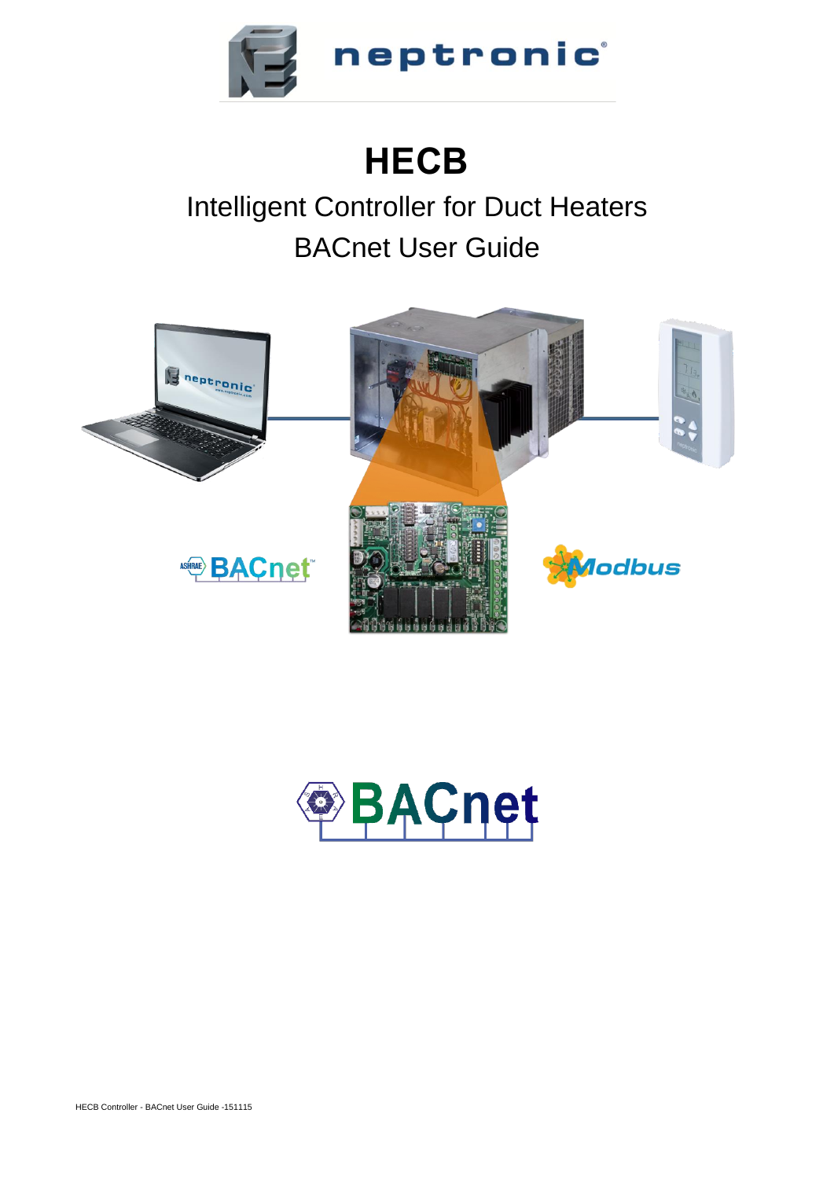# HECB

## Intelligent Controller for Duct Heaters

## BACnet User Guide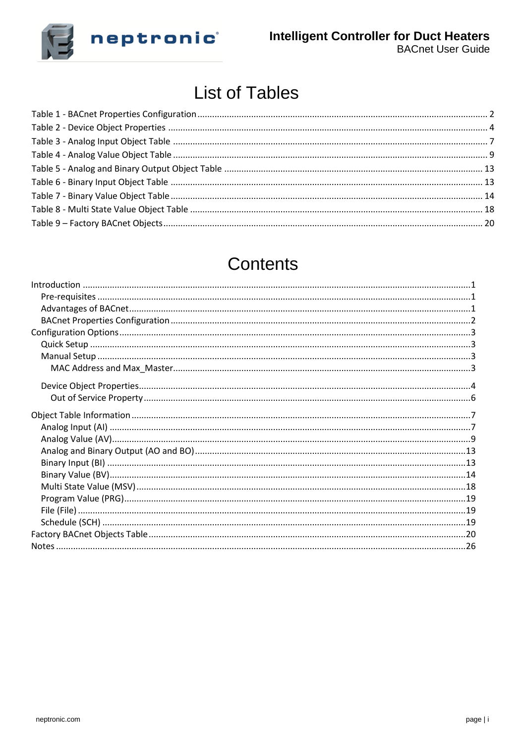# List of Tables

Table 1 - BACnet Properties Configuration ..... 2
Table 2 - Device Object Properties ..... 4
Table 3 - Analog Input Object Table ..... 7
Table 4 - Analog Value Object Table ..... 9
Table 5 - Analog and Binary Output Object Table ..... 13
Table 6 - Binary Input Object Table ..... 13
Table 7 - Binary Value Object Table ..... 14
Table 8 - Multi State Value Object Table ..... 18
Table 9 – Factory BACnet Objects ..... 20

# Contents

Introduction ..... 1
- Pre-requisites ..... 1
- Advantages of BACnet ..... 1
- BACnet Properties Configuration ..... 2

Configuration Options ..... 3
- Quick Setup ..... 3
- Manual Setup ..... 3
  - MAC Address and Max_Master ..... 3
- Device Object Properties ..... 4
  - Out of Service Property ..... 6

Object Table Information ..... 7
- Analog Input (AI) ..... 7
- Analog Value (AV) ..... 9
- Analog and Binary Output (AO and BO) ..... 13
- Binary Input (BI) ..... 13
- Binary Value (BV) ..... 14
- Multi State Value (MSV) ..... 18
- Program Value (PRG) ..... 19
- File (File) ..... 19
- Schedule (SCH) ..... 19

Factory BACnet Objects Table ..... 20
Notes ..... 26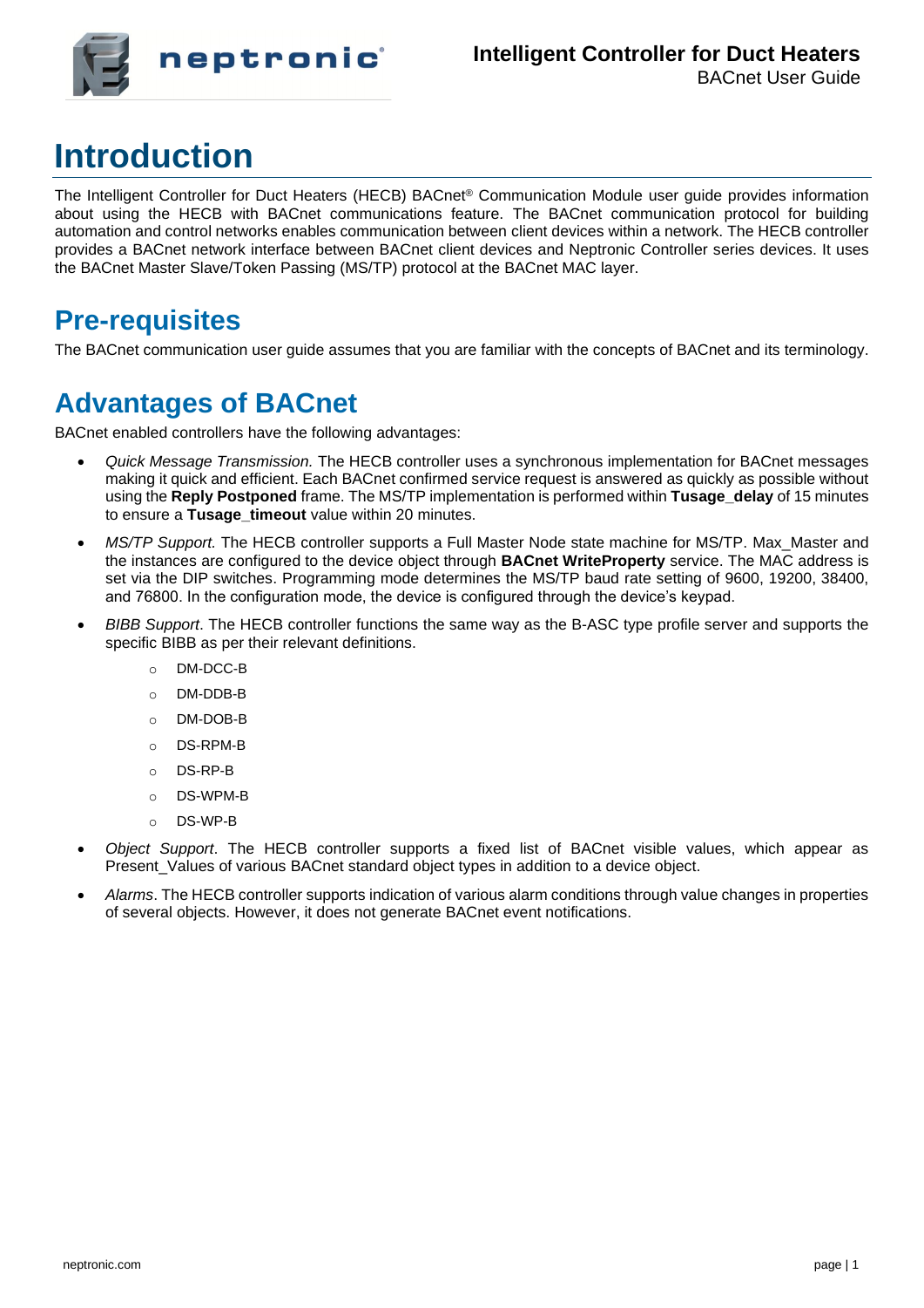# Introduction

The Intelligent Controller for Duct Heaters (HECB) BACnet® Communication Module user guide provides information about using the HECB with BACnet communications feature. The BACnet communication protocol for building automation and control networks enables communication between client devices within a network. The HECB controller provides a BACnet network interface between BACnet client devices and Neptronic Controller series devices. It uses the BACnet Master Slave/Token Passing (MS/TP) protocol at the BACnet MAC layer.

## Pre-requisites

The BACnet communication user guide assumes that you are familiar with the concepts of BACnet and its terminology.

## Advantages of BACnet

BACnet enabled controllers have the following advantages:

- *Quick Message Transmission.* The HECB controller uses a synchronous implementation for BACnet messages making it quick and efficient. Each BACnet confirmed service request is answered as quickly as possible without using the **Reply Postponed** frame. The MS/TP implementation is performed within **Tusage_delay** of 15 minutes to ensure a **Tusage_timeout** value within 20 minutes.
- *MS/TP Support.* The HECB controller supports a Full Master Node state machine for MS/TP. Max_Master and the instances are configured to the device object through **BACnet WriteProperty** service. The MAC address is set via the DIP switches. Programming mode determines the MS/TP baud rate setting of 9600, 19200, 38400, and 76800. In the configuration mode, the device is configured through the device's keypad.
- *BIBB Support*. The HECB controller functions the same way as the B-ASC type profile server and supports the specific BIBB as per their relevant definitions.
    - DM-DCC-B
    - DM-DDB-B
    - DM-DOB-B
    - DS-RPM-B
    - DS-RP-B
    - DS-WPM-B
    - DS-WP-B
- *Object Support*. The HECB controller supports a fixed list of BACnet visible values, which appear as Present_Values of various BACnet standard object types in addition to a device object.
- *Alarms*. The HECB controller supports indication of various alarm conditions through value changes in properties of several objects. However, it does not generate BACnet event notifications.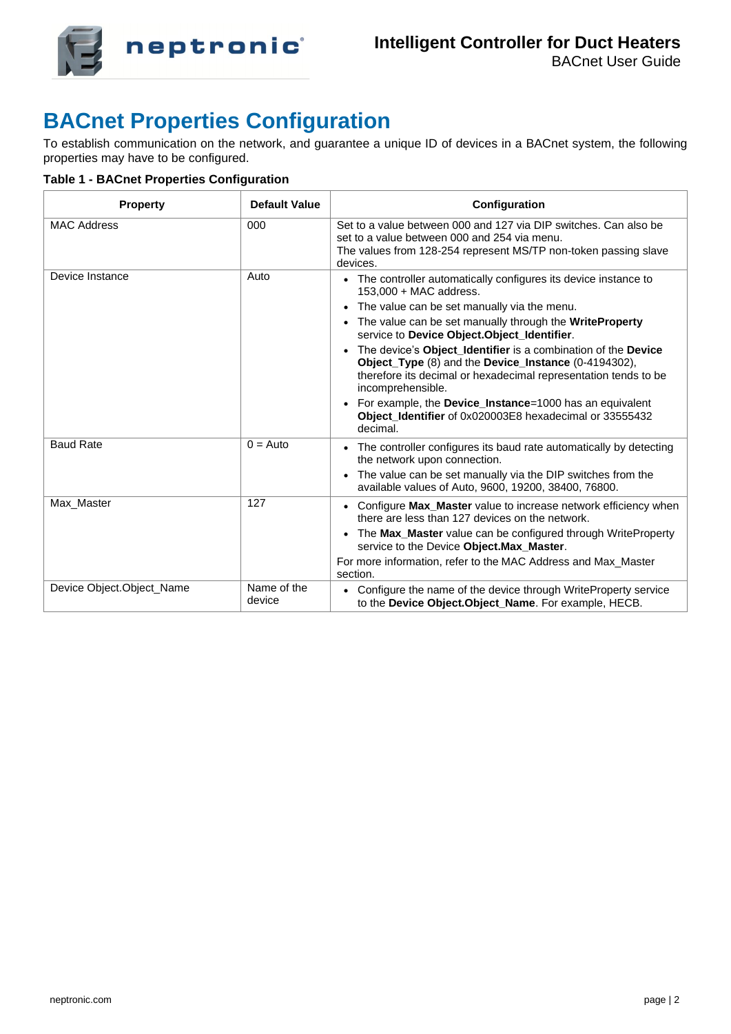# BACnet Properties Configuration

To establish communication on the network, and guarantee a unique ID of devices in a BACnet system, the following properties may have to be configured.

**Table 1 - BACnet Properties Configuration**

| Property | Default Value | Configuration |
|---|---|---|
| MAC Address | 000 | Set to a value between 000 and 127 via DIP switches. Can also be set to a value between 000 and 254 via menu.<br>The values from 128-254 represent MS/TP non-token passing slave devices. |
| Device Instance | Auto | • The controller automatically configures its device instance to 153,000 + MAC address.<br>• The value can be set manually via the menu.<br>• The value can be set manually through the **WriteProperty** service to **Device Object.Object_Identifier**.<br>• The device's **Object_Identifier** is a combination of the **Device Object_Type** (8) and the **Device_Instance** (0-4194302), therefore its decimal or hexadecimal representation tends to be incomprehensible.<br>• For example, the **Device_Instance**=1000 has an equivalent **Object_Identifier** of 0x020003E8 hexadecimal or 33555432 decimal. |
| Baud Rate | 0 = Auto | • The controller configures its baud rate automatically by detecting the network upon connection.<br>• The value can be set manually via the DIP switches from the available values of Auto, 9600, 19200, 38400, 76800. |
| Max_Master | 127 | • Configure **Max_Master** value to increase network efficiency when there are less than 127 devices on the network.<br>• The **Max_Master** value can be configured through WriteProperty service to the Device **Object.Max_Master**.<br>For more information, refer to the MAC Address and Max_Master section. |
| Device Object.Object_Name | Name of the device | • Configure the name of the device through WriteProperty service to the **Device Object.Object_Name**. For example, HECB. |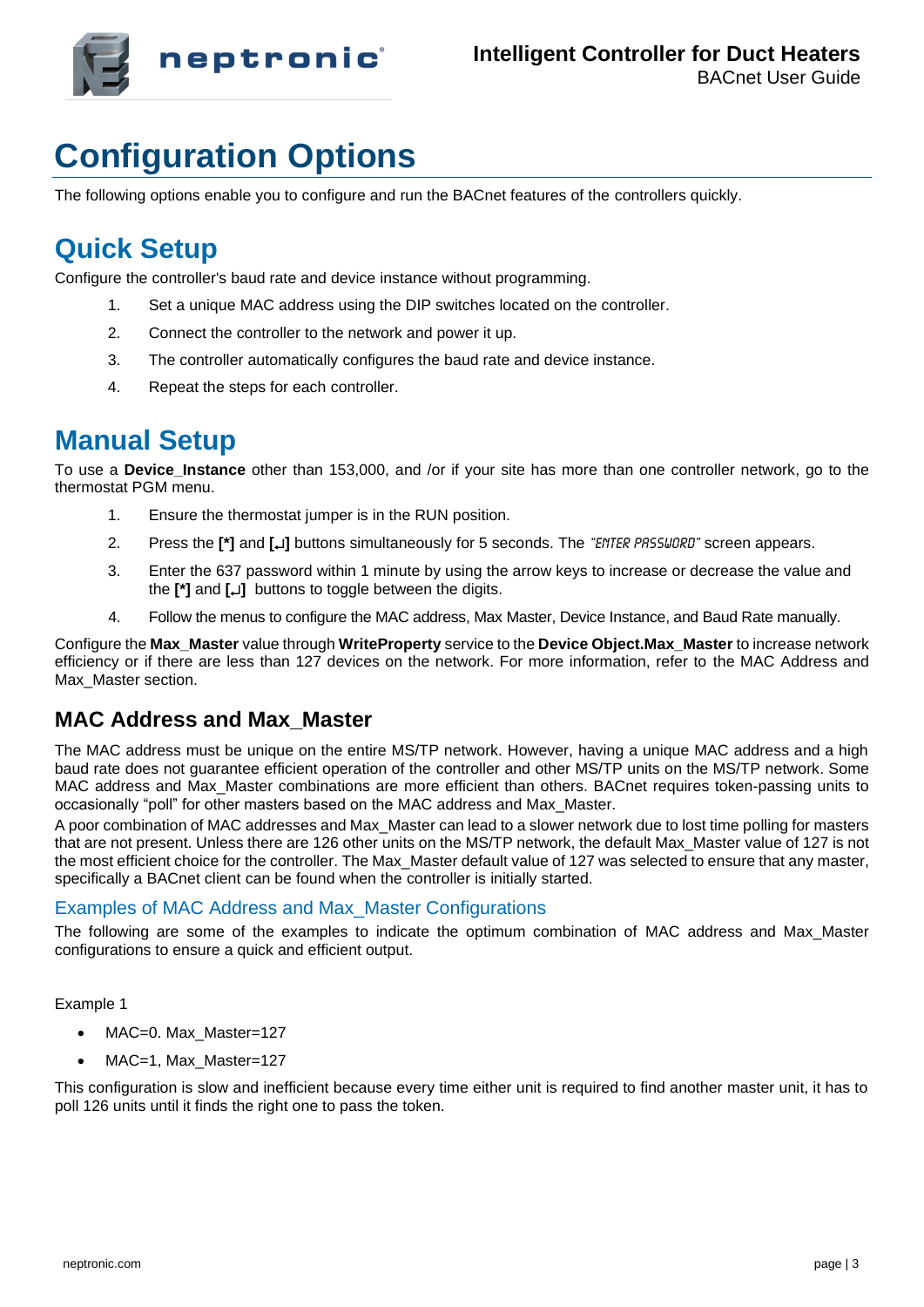# Configuration Options

The following options enable you to configure and run the BACnet features of the controllers quickly.

## Quick Setup

Configure the controller's baud rate and device instance without programming.

1. Set a unique MAC address using the DIP switches located on the controller.
2. Connect the controller to the network and power it up.
3. The controller automatically configures the baud rate and device instance.
4. Repeat the steps for each controller.

## Manual Setup

To use a **Device_Instance** other than 153,000, and /or if your site has more than one controller network, go to the thermostat PGM menu.

1. Ensure the thermostat jumper is in the RUN position.
2. Press the **[*]** and **[↵]** buttons simultaneously for 5 seconds. The *"ENTER PASSWORD"* screen appears.
3. Enter the 637 password within 1 minute by using the arrow keys to increase or decrease the value and the **[*]** and **[↵]** buttons to toggle between the digits.
4. Follow the menus to configure the MAC address, Max Master, Device Instance, and Baud Rate manually.

Configure the **Max_Master** value through **WriteProperty** service to the **Device Object.Max_Master** to increase network efficiency or if there are less than 127 devices on the network. For more information, refer to the MAC Address and Max_Master section.

### MAC Address and Max_Master

The MAC address must be unique on the entire MS/TP network. However, having a unique MAC address and a high baud rate does not guarantee efficient operation of the controller and other MS/TP units on the MS/TP network. Some MAC address and Max_Master combinations are more efficient than others. BACnet requires token-passing units to occasionally "poll" for other masters based on the MAC address and Max_Master.

A poor combination of MAC addresses and Max_Master can lead to a slower network due to lost time polling for masters that are not present. Unless there are 126 other units on the MS/TP network, the default Max_Master value of 127 is not the most efficient choice for the controller. The Max_Master default value of 127 was selected to ensure that any master, specifically a BACnet client can be found when the controller is initially started.

#### Examples of MAC Address and Max_Master Configurations

The following are some of the examples to indicate the optimum combination of MAC address and Max_Master configurations to ensure a quick and efficient output.

Example 1

- MAC=0. Max_Master=127
- MAC=1, Max_Master=127

This configuration is slow and inefficient because every time either unit is required to find another master unit, it has to poll 126 units until it finds the right one to pass the token.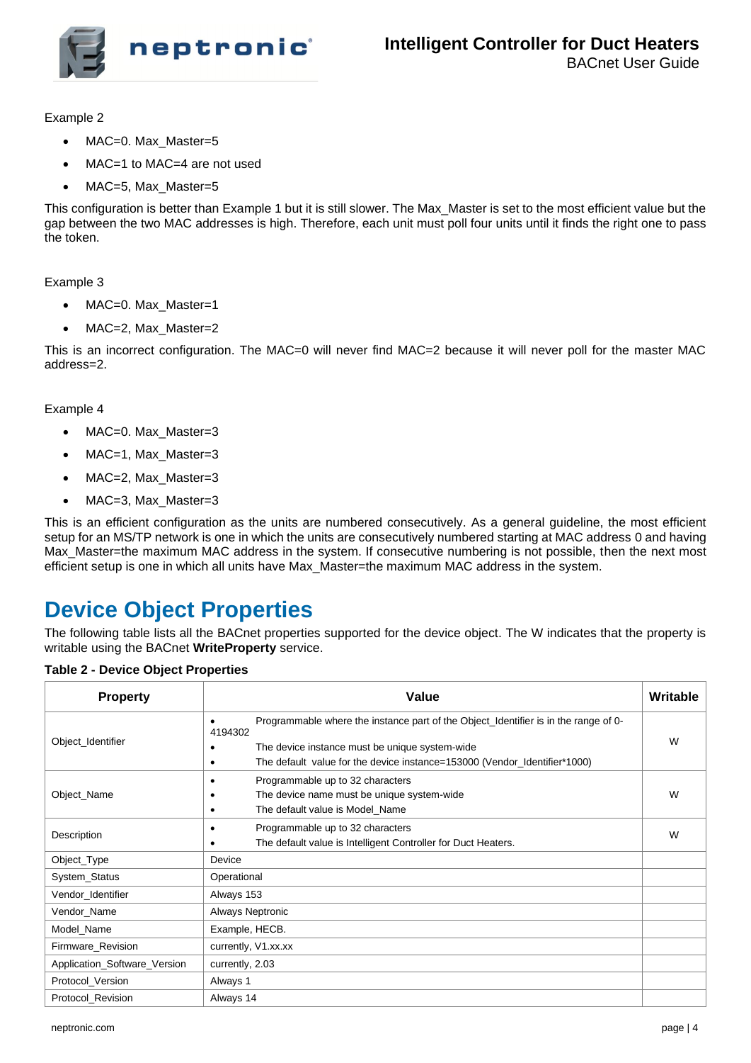Example 2

- MAC=0. Max_Master=5
- MAC=1 to MAC=4 are not used
- MAC=5, Max_Master=5

This configuration is better than Example 1 but it is still slower. The Max_Master is set to the most efficient value but the gap between the two MAC addresses is high. Therefore, each unit must poll four units until it finds the right one to pass the token.

Example 3

- MAC=0. Max_Master=1
- MAC=2, Max_Master=2

This is an incorrect configuration. The MAC=0 will never find MAC=2 because it will never poll for the master MAC address=2.

Example 4

- MAC=0. Max_Master=3
- MAC=1, Max_Master=3
- MAC=2, Max_Master=3
- MAC=3, Max_Master=3

This is an efficient configuration as the units are numbered consecutively. As a general guideline, the most efficient setup for an MS/TP network is one in which the units are consecutively numbered starting at MAC address 0 and having Max_Master=the maximum MAC address in the system. If consecutive numbering is not possible, then the next most efficient setup is one in which all units have Max_Master=the maximum MAC address in the system.

# Device Object Properties

The following table lists all the BACnet properties supported for the device object. The W indicates that the property is writable using the BACnet **WriteProperty** service.

**Table 2 - Device Object Properties**

| Property | Value | Writable |
|---|---|---|
| Object_Identifier | • Programmable where the instance part of the Object_Identifier is in the range of 0-4194302<br>• The device instance must be unique system-wide<br>• The default value for the device instance=153000 (Vendor_Identifier*1000) | W |
| Object_Name | • Programmable up to 32 characters<br>• The device name must be unique system-wide<br>• The default value is Model_Name | W |
| Description | • Programmable up to 32 characters<br>• The default value is Intelligent Controller for Duct Heaters. | W |
| Object_Type | Device | |
| System_Status | Operational | |
| Vendor_Identifier | Always 153 | |
| Vendor_Name | Always Neptronic | |
| Model_Name | Example, HECB. | |
| Firmware_Revision | currently, V1.xx.xx | |
| Application_Software_Version | currently, 2.03 | |
| Protocol_Version | Always 1 | |
| Protocol_Revision | Always 14 | |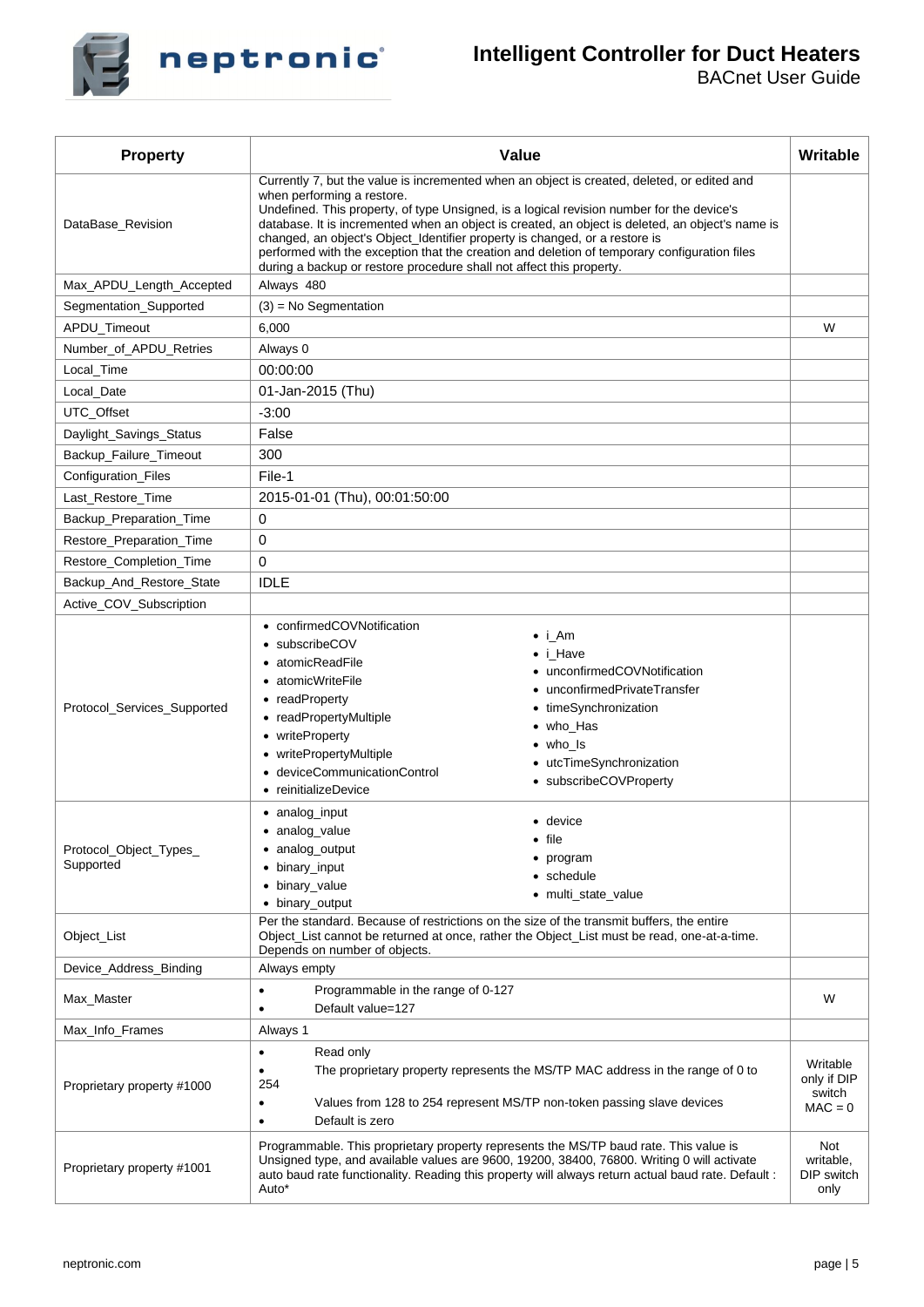| Property | Value | Writable |
|---|---|---|
| DataBase_Revision | Currently 7, but the value is incremented when an object is created, deleted, or edited and when performing a restore.<br>Undefined. This property, of type Unsigned, is a logical revision number for the device's database. It is incremented when an object is created, an object is deleted, an object's name is changed, an object's Object_Identifier property is changed, or a restore is performed with the exception that the creation and deletion of temporary configuration files during a backup or restore procedure shall not affect this property. | |
| Max_APDU_Length_Accepted | Always 480 | |
| Segmentation_Supported | (3) = No Segmentation | |
| APDU_Timeout | 6,000 | W |
| Number_of_APDU_Retries | Always 0 | |
| Local_Time | 00:00:00 | |
| Local_Date | 01-Jan-2015 (Thu) | |
| UTC_Offset | -3:00 | |
| Daylight_Savings_Status | False | |
| Backup_Failure_Timeout | 300 | |
| Configuration_Files | File-1 | |
| Last_Restore_Time | 2015-01-01 (Thu), 00:01:50:00 | |
| Backup_Preparation_Time | 0 | |
| Restore_Preparation_Time | 0 | |
| Restore_Completion_Time | 0 | |
| Backup_And_Restore_State | IDLE | |
| Active_COV_Subscription | | |
| Protocol_Services_Supported | • confirmedCOVNotification<br>• subscribeCOV<br>• atomicReadFile<br>• atomicWriteFile<br>• readProperty<br>• readPropertyMultiple<br>• writeProperty<br>• writePropertyMultiple<br>• deviceCommunicationControl<br>• reinitializeDevice<br>• i_Am<br>• i_Have<br>• unconfirmedCOVNotification<br>• unconfirmedPrivateTransfer<br>• timeSynchronization<br>• who_Has<br>• who_Is<br>• utcTimeSynchronization<br>• subscribeCOVProperty | |
| Protocol_Object_Types_Supported | • analog_input<br>• analog_value<br>• analog_output<br>• binary_input<br>• binary_value<br>• binary_output<br>• device<br>• file<br>• program<br>• schedule<br>• multi_state_value | |
| Object_List | Per the standard. Because of restrictions on the size of the transmit buffers, the entire Object_List cannot be returned at once, rather the Object_List must be read, one-at-a-time. Depends on number of objects. | |
| Device_Address_Binding | Always empty | |
| Max_Master | • Programmable in the range of 0-127<br>• Default value=127 | W |
| Max_Info_Frames | Always 1 | |
| Proprietary property #1000 | • Read only<br>• The proprietary property represents the MS/TP MAC address in the range of 0 to 254<br>• Values from 128 to 254 represent MS/TP non-token passing slave devices<br>• Default is zero | Writable only if DIP switch MAC = 0 |
| Proprietary property #1001 | Programmable. This proprietary property represents the MS/TP baud rate. This value is Unsigned type, and available values are 9600, 19200, 38400, 76800. Writing 0 will activate auto baud rate functionality. Reading this property will always return actual baud rate. Default : Auto* | Not writable, DIP switch only |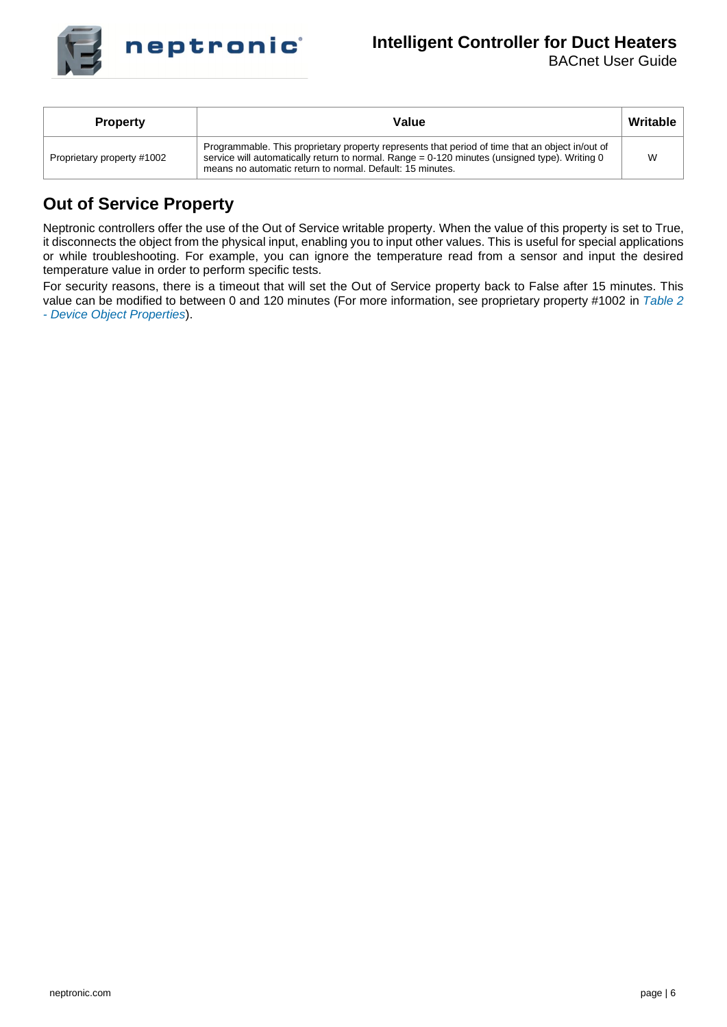| Property | Value | Writable |
| --- | --- | --- |
| Proprietary property #1002 | Programmable. This proprietary property represents that period of time that an object in/out of service will automatically return to normal. Range = 0-120 minutes (unsigned type). Writing 0 means no automatic return to normal. Default: 15 minutes. | W |

## Out of Service Property

Neptronic controllers offer the use of the Out of Service writable property. When the value of this property is set to True, it disconnects the object from the physical input, enabling you to input other values. This is useful for special applications or while troubleshooting. For example, you can ignore the temperature read from a sensor and input the desired temperature value in order to perform specific tests.

For security reasons, there is a timeout that will set the Out of Service property back to False after 15 minutes. This value can be modified to between 0 and 120 minutes (For more information, see proprietary property #1002 in *Table 2 - Device Object Properties*).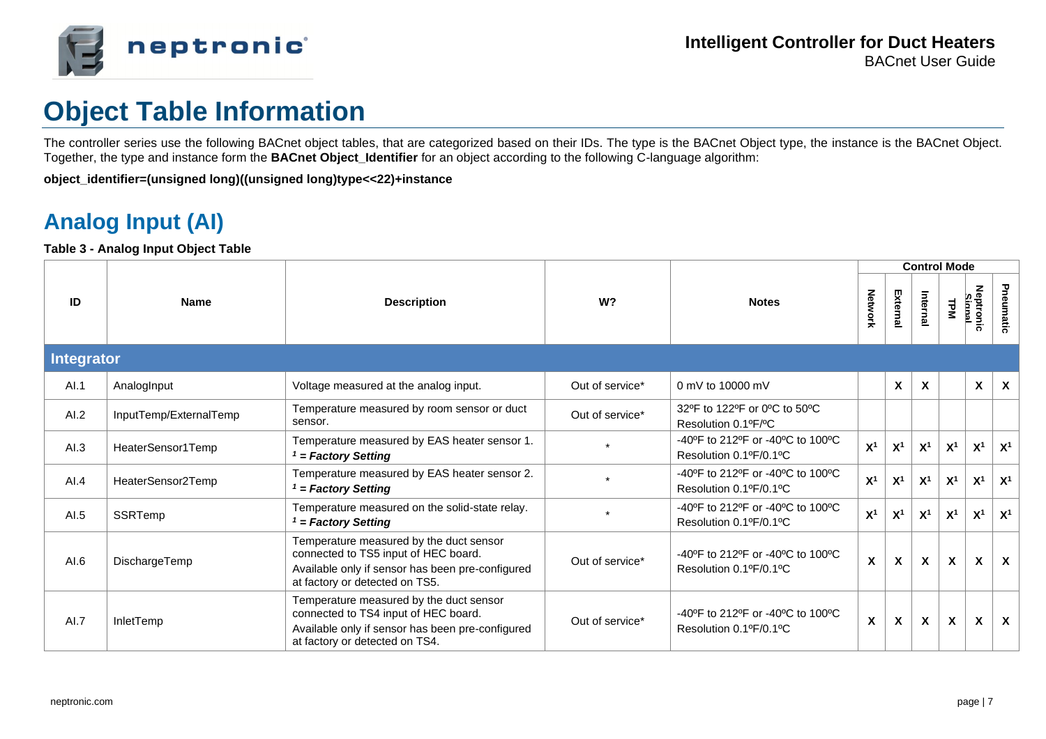# Object Table Information

The controller series use the following BACnet object tables, that are categorized based on their IDs. The type is the BACnet Object type, the instance is the BACnet Object. Together, the type and instance form the **BACnet Object_Identifier** for an object according to the following C-language algorithm:

**object_identifier=(unsigned long)((unsigned long)type<<22)+instance**

## Analog Input (AI)

**Table 3 - Analog Input Object Table**

| ID | Name | Description | W? | Notes | Control Mode | | | | | |
|---|---|---|---|---|---|---|---|---|---|---|
| | | | | | Network | External | Internal | TPM | Neptronic Signal | Pneumatic |
| **Integrator** | | | | | | | | | | |
| AI.1 | AnalogInput | Voltage measured at the analog input. | Out of service* | 0 mV to 10000 mV | | X | X | | X | X |
| AI.2 | InputTemp/ExternalTemp | Temperature measured by room sensor or duct sensor. | Out of service* | 32ºF to 122ºF or 0ºC to 50ºC Resolution 0.1ºF/ºC | | | | | | |
| AI.3 | HeaterSensor1Temp | Temperature measured by EAS heater sensor 1. [1] ***= Factory Setting*** | * | -40ºF to 212ºF or -40ºC to 100ºC Resolution 0.1ºF/0.1ºC | X[1] | X[1] | X[1] | X[1] | X[1] | X[1] |
| AI.4 | HeaterSensor2Temp | Temperature measured by EAS heater sensor 2. [1] ***= Factory Setting*** | * | -40ºF to 212ºF or -40ºC to 100ºC Resolution 0.1ºF/0.1ºC | X[1] | X[1] | X[1] | X[1] | X[1] | X[1] |
| AI.5 | SSRTemp | Temperature measured on the solid-state relay. [1] ***= Factory Setting*** | * | -40ºF to 212ºF or -40ºC to 100ºC Resolution 0.1ºF/0.1ºC | X[1] | X[1] | X[1] | X[1] | X[1] | X[1] |
| AI.6 | DischargeTemp | Temperature measured by the duct sensor connected to TS5 input of HEC board. Available only if sensor has been pre-configured at factory or detected on TS5. | Out of service* | -40ºF to 212ºF or -40ºC to 100ºC Resolution 0.1ºF/0.1ºC | X | X | X | X | X | X |
| AI.7 | InletTemp | Temperature measured by the duct sensor connected to TS4 input of HEC board. Available only if sensor has been pre-configured at factory or detected on TS4. | Out of service* | -40ºF to 212ºF or -40ºC to 100ºC Resolution 0.1ºF/0.1ºC | X | X | X | X | X | X |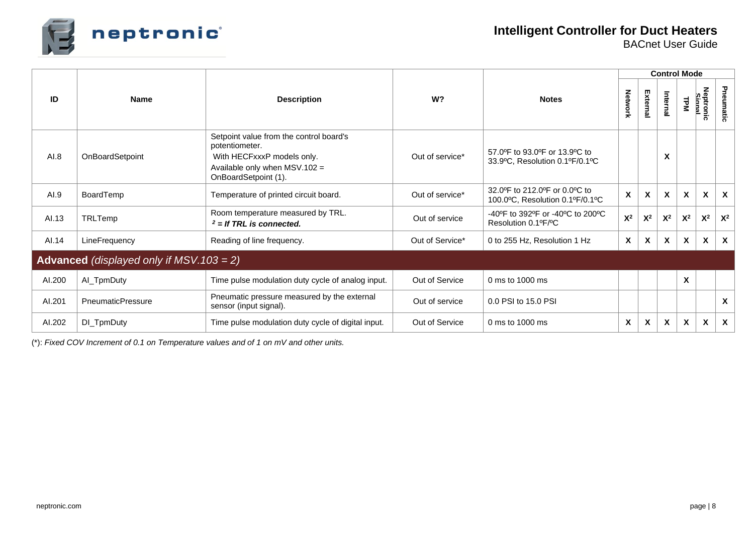| ID | Name | Description | W? | Notes | Control Mode | | | | | |
|---|---|---|---|---|---|---|---|---|---|---|
| | | | | | Network | External | Internal | TPM | Neptronic Signal | Pneumatic |
| AI.8 | OnBoardSetpoint | Setpoint value from the control board's potentiometer. With HECFxxxP models only. Available only when MSV.102 = OnBoardSetpoint (1). | Out of service* | 57.0ºF to 93.0ºF or 13.9ºC to 33.9ºC, Resolution 0.1ºF/0.1ºC | | | X | | | |
| AI.9 | BoardTemp | Temperature of printed circuit board. | Out of service* | 32.0ºF to 212.0ºF or 0.0ºC to 100.0ºC, Resolution 0.1ºF/0.1ºC | X | X | X | X | X | X |
| AI.13 | TRLTemp | Room temperature measured by TRL. ***2 = If TRL is connected.*** | Out of service | -40ºF to 392ºF or -40ºC to 200ºC Resolution 0.1ºF/ºC | X[2] | X[2] | X[2] | X[2] | X[2] | X[2] |
| AI.14 | LineFrequency | Reading of line frequency. | Out of Service* | 0 to 255 Hz, Resolution 1 Hz | X | X | X | X | X | X |
| **Advanced** *(displayed only if MSV.103 = 2)* | | | | | | | | | | |
| AI.200 | AI_TpmDuty | Time pulse modulation duty cycle of analog input. | Out of Service | 0 ms to 1000 ms | | | | X | | |
| AI.201 | PneumaticPressure | Pneumatic pressure measured by the external sensor (input signal). | Out of service | 0.0 PSI to 15.0 PSI | | | | | | X |
| AI.202 | DI_TpmDuty | Time pulse modulation duty cycle of digital input. | Out of Service | 0 ms to 1000 ms | X | X | X | X | X | X |

(*): *Fixed COV Increment of 0.1 on Temperature values and of 1 on mV and other units.*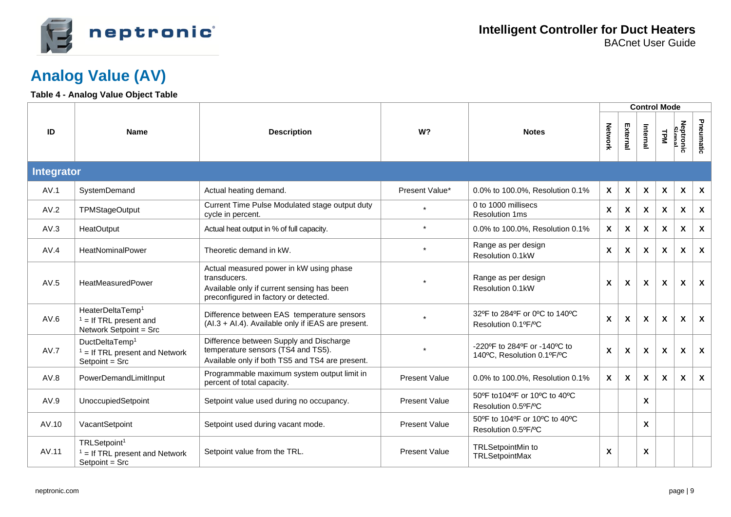## Analog Value (AV)

**Table 4 - Analog Value Object Table**

| ID | Name | Description | W? | Notes | Control Mode | | | | | |
|---|---|---|---|---|---|---|---|---|---|---|
| | | | | | Network | External | Internal | TPM | Neptronic Signal | Pneumatic |
| **Integrator** | | | | | | | | | | |
| AV.1 | SystemDemand | Actual heating demand. | Present Value* | 0.0% to 100.0%, Resolution 0.1% | X | X | X | X | X | X |
| AV.2 | TPMStageOutput | Current Time Pulse Modulated stage output duty cycle in percent. | * | 0 to 1000 millisecs Resolution 1ms | X | X | X | X | X | X |
| AV.3 | HeatOutput | Actual heat output in % of full capacity. | * | 0.0% to 100.0%, Resolution 0.1% | X | X | X | X | X | X |
| AV.4 | HeatNominalPower | Theoretic demand in kW. | * | Range as per design Resolution 0.1kW | X | X | X | X | X | X |
| AV.5 | HeatMeasuredPower | Actual measured power in kW using phase transducers. Available only if current sensing has been preconfigured in factory or detected. | * | Range as per design Resolution 0.1kW | X | X | X | X | X | X |
| AV.6 | HeaterDeltaTemp[1] [1] = If TRL present and Network Setpoint = Src | Difference between EAS temperature sensors (AI.3 + AI.4). Available only if iEAS are present. | * | 32ºF to 284ºF or 0ºC to 140ºC Resolution 0.1ºF/ºC | X | X | X | X | X | X |
| AV.7 | DuctDeltaTemp[1] [1] = If TRL present and Network Setpoint = Src | Difference between Supply and Discharge temperature sensors (TS4 and TS5). Available only if both TS5 and TS4 are present. | * | -220ºF to 284ºF or -140ºC to 140ºC, Resolution 0.1ºF/ºC | X | X | X | X | X | X |
| AV.8 | PowerDemandLimitInput | Programmable maximum system output limit in percent of total capacity. | Present Value | 0.0% to 100.0%, Resolution 0.1% | X | X | X | X | X | X |
| AV.9 | UnoccupiedSetpoint | Setpoint value used during no occupancy. | Present Value | 50ºF to104ºF or 10ºC to 40ºC Resolution 0.5ºF/ºC | | | X | | | |
| AV.10 | VacantSetpoint | Setpoint used during vacant mode. | Present Value | 50ºF to 104ºF or 10ºC to 40ºC Resolution 0.5ºF/ºC | | | X | | | |
| AV.11 | TRLSetpoint[1] [1] = If TRL present and Network Setpoint = Src | Setpoint value from the TRL. | Present Value | TRLSetpointMin to TRLSetpointMax | X | | X | | | |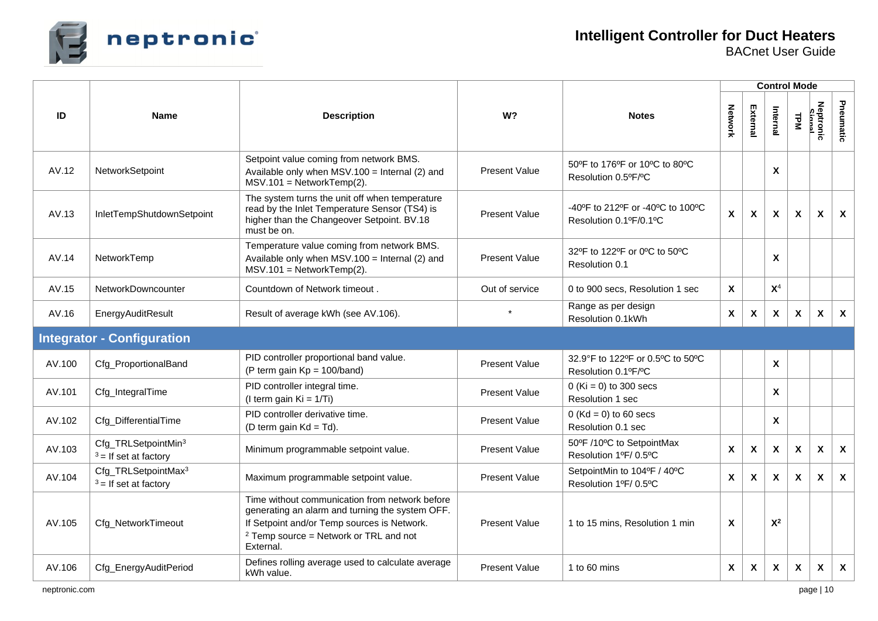| ID | Name | Description | W? | Notes | Control Mode | | | | | |
|---|---|---|---|---|---|---|---|---|---|---|
| | | | | | Network | External | Internal | TPM | Neptronic Signal | Pneumatic |
| AV.12 | NetworkSetpoint | Setpoint value coming from network BMS. Available only when MSV.100 = Internal (2) and MSV.101 = NetworkTemp(2). | Present Value | 50ºF to 176ºF or 10ºC to 80ºC Resolution 0.5ºF/ºC | | | X | | | |
| AV.13 | InletTempShutdownSetpoint | The system turns the unit off when temperature read by the Inlet Temperature Sensor (TS4) is higher than the Changeover Setpoint. BV.18 must be on. | Present Value | -40ºF to 212ºF or -40ºC to 100ºC Resolution 0.1ºF/0.1ºC | X | X | X | X | X | X |
| AV.14 | NetworkTemp | Temperature value coming from network BMS. Available only when MSV.100 = Internal (2) and MSV.101 = NetworkTemp(2). | Present Value | 32ºF to 122ºF or 0ºC to 50ºC Resolution 0.1 | | | X | | | |
| AV.15 | NetworkDowncounter | Countdown of Network timeout . | Out of service | 0 to 900 secs, Resolution 1 sec | X | | X[4] | | | |
| AV.16 | EnergyAuditResult | Result of average kWh (see AV.106). | * | Range as per design Resolution 0.1kWh | X | X | X | X | X | X |
| **Integrator - Configuration** | | | | | | | | | | |
| AV.100 | Cfg_ProportionalBand | PID controller proportional band value. (P term gain Kp = 100/band) | Present Value | 32.9°F to 122ºF or 0.5ºC to 50ºC Resolution 0.1ºF/ºC | | | X | | | |
| AV.101 | Cfg_IntegralTime | PID controller integral time. (I term gain Ki = 1/Ti) | Present Value | 0 (Ki = 0) to 300 secs Resolution 1 sec | | | X | | | |
| AV.102 | Cfg_DifferentialTime | PID controller derivative time. (D term gain Kd = Td). | Present Value | 0 (Kd = 0) to 60 secs Resolution 0.1 sec | | | X | | | |
| AV.103 | Cfg_TRLSetpointMin[3] [3] = If set at factory | Minimum programmable setpoint value. | Present Value | 50ºF /10ºC to SetpointMax Resolution 1ºF/ 0.5ºC | X | X | X | X | X | X |
| AV.104 | Cfg_TRLSetpointMax[3] [3] = If set at factory | Maximum programmable setpoint value. | Present Value | SetpointMin to 104ºF / 40ºC Resolution 1ºF/ 0.5ºC | X | X | X | X | X | X |
| AV.105 | Cfg_NetworkTimeout | Time without communication from network before generating an alarm and turning the system OFF. If Setpoint and/or Temp sources is Network. [2] Temp source = Network or TRL and not External. | Present Value | 1 to 15 mins, Resolution 1 min | X | | X[2] | | | |
| AV.106 | Cfg_EnergyAuditPeriod | Defines rolling average used to calculate average kWh value. | Present Value | 1 to 60 mins | X | X | X | X | X | X |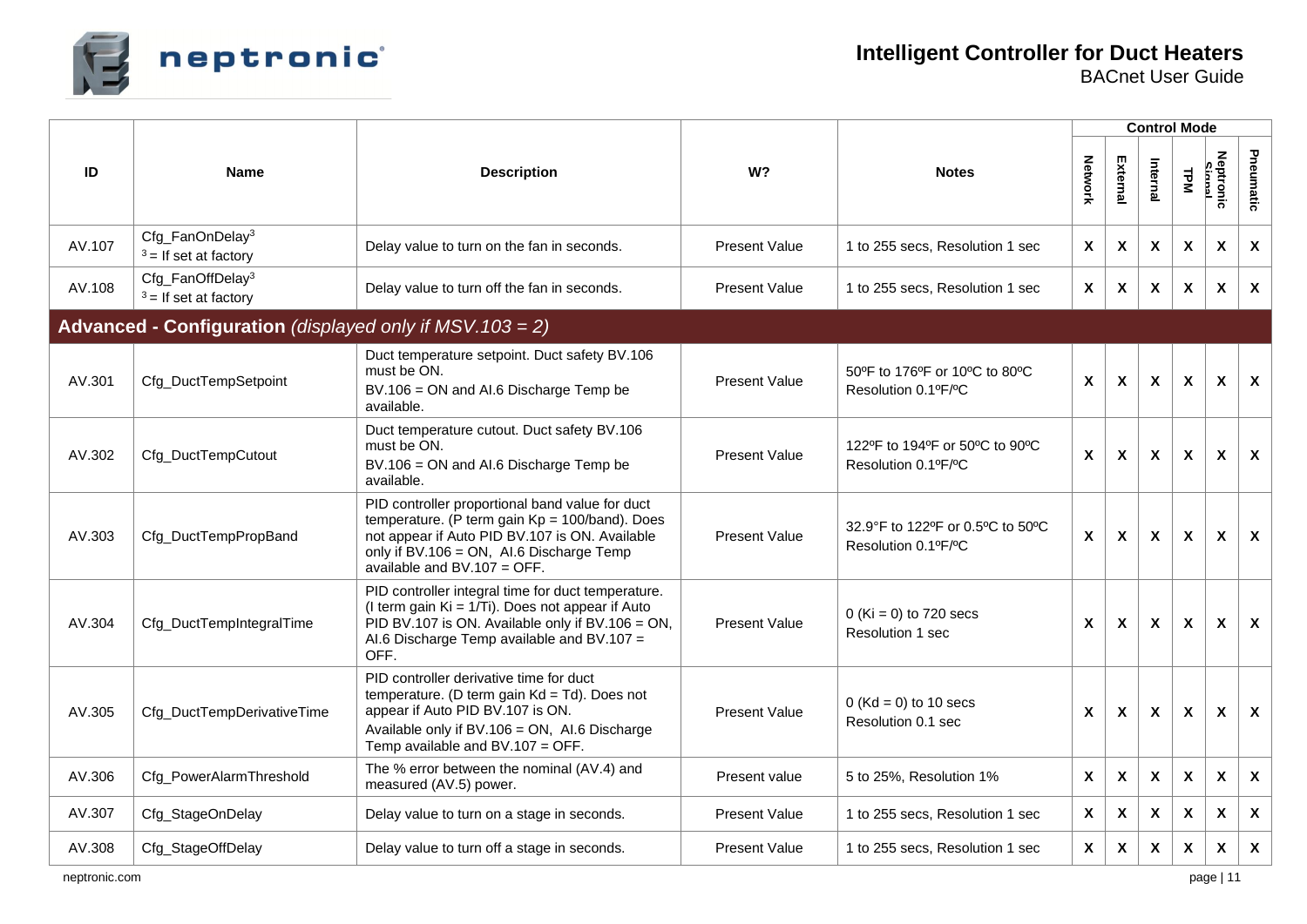| ID | Name | Description | W? | Notes | Control Mode | | | | | |
|---|---|---|---|---|---|---|---|---|---|---|
| | | | | | Network | External | Internal | TPM | Neptronic Signal | Pneumatic |
| AV.107 | Cfg_FanOnDelay[3] [3] = If set at factory | Delay value to turn on the fan in seconds. | Present Value | 1 to 255 secs, Resolution 1 sec | X | X | X | X | X | X |
| AV.108 | Cfg_FanOffDelay[3] [3] = If set at factory | Delay value to turn off the fan in seconds. | Present Value | 1 to 255 secs, Resolution 1 sec | X | X | X | X | X | X |
| **Advanced - Configuration** *(displayed only if MSV.103 = 2)* | | | | | | | | | | |
| AV.301 | Cfg_DuctTempSetpoint | Duct temperature setpoint. Duct safety BV.106 must be ON. BV.106 = ON and AI.6 Discharge Temp be available. | Present Value | 50ºF to 176ºF or 10ºC to 80ºC Resolution 0.1ºF/ºC | X | X | X | X | X | X |
| AV.302 | Cfg_DuctTempCutout | Duct temperature cutout. Duct safety BV.106 must be ON. BV.106 = ON and AI.6 Discharge Temp be available. | Present Value | 122ºF to 194ºF or 50ºC to 90ºC Resolution 0.1ºF/ºC | X | X | X | X | X | X |
| AV.303 | Cfg_DuctTempPropBand | PID controller proportional band value for duct temperature. (P term gain Kp = 100/band). Does not appear if Auto PID BV.107 is ON. Available only if BV.106 = ON, AI.6 Discharge Temp available and BV.107 = OFF. | Present Value | 32.9°F to 122ºF or 0.5ºC to 50ºC Resolution 0.1ºF/ºC | X | X | X | X | X | X |
| AV.304 | Cfg_DuctTempIntegralTime | PID controller integral time for duct temperature. (I term gain Ki = 1/Ti). Does not appear if Auto PID BV.107 is ON. Available only if BV.106 = ON, AI.6 Discharge Temp available and BV.107 = OFF. | Present Value | 0 (Ki = 0) to 720 secs Resolution 1 sec | X | X | X | X | X | X |
| AV.305 | Cfg_DuctTempDerivativeTime | PID controller derivative time for duct temperature. (D term gain Kd = Td). Does not appear if Auto PID BV.107 is ON. Available only if BV.106 = ON, AI.6 Discharge Temp available and BV.107 = OFF. | Present Value | 0 (Kd = 0) to 10 secs Resolution 0.1 sec | X | X | X | X | X | X |
| AV.306 | Cfg_PowerAlarmThreshold | The % error between the nominal (AV.4) and measured (AV.5) power. | Present value | 5 to 25%, Resolution 1% | X | X | X | X | X | X |
| AV.307 | Cfg_StageOnDelay | Delay value to turn on a stage in seconds. | Present Value | 1 to 255 secs, Resolution 1 sec | X | X | X | X | X | X |
| AV.308 | Cfg_StageOffDelay | Delay value to turn off a stage in seconds. | Present Value | 1 to 255 secs, Resolution 1 sec | X | X | X | X | X | X |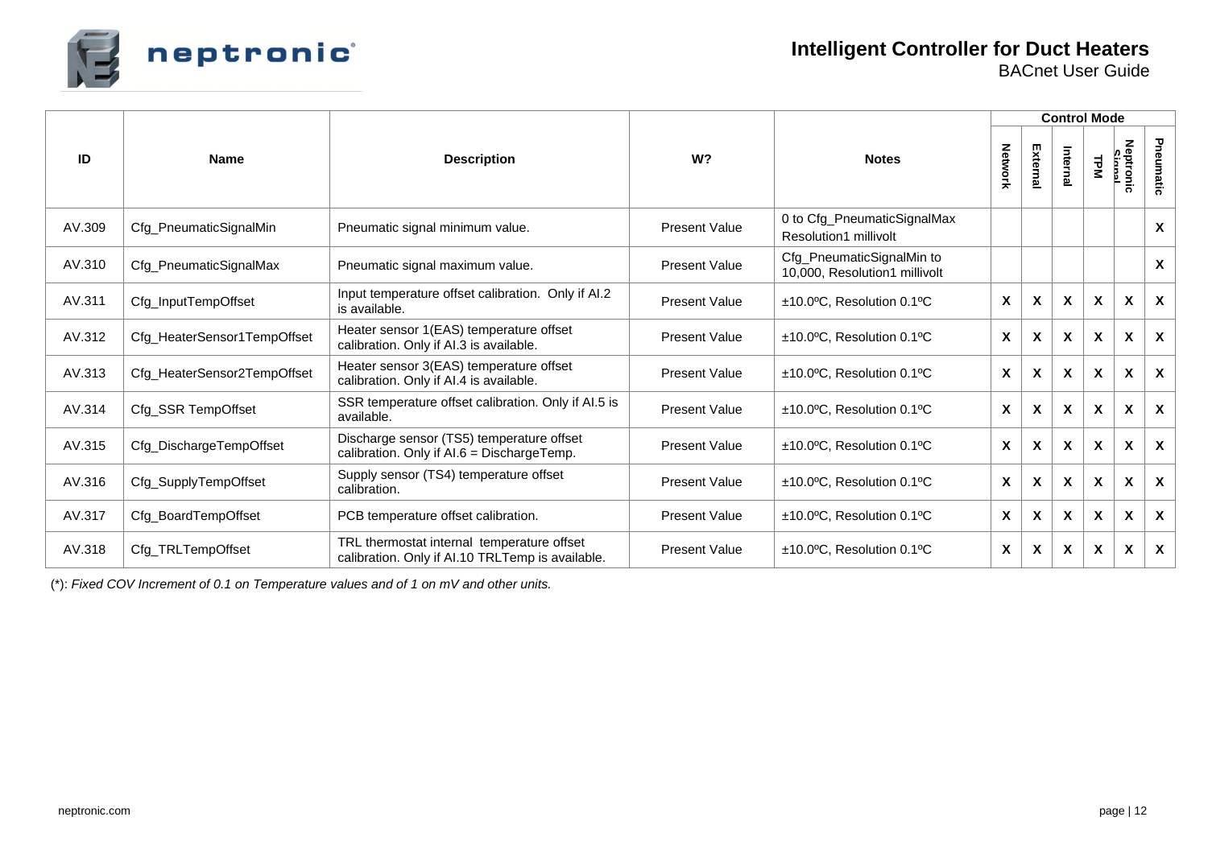| ID | Name | Description | W? | Notes | Control Mode | | | | | |
|---|---|---|---|---|---|---|---|---|---|---|
| | | | | | Network | External | Internal | TPM | Neptronic Signal | Pneumatic |
| AV.309 | Cfg_PneumaticSignalMin | Pneumatic signal minimum value. | Present Value | 0 to Cfg_PneumaticSignalMax Resolution1 millivolt | | | | | | X |
| AV.310 | Cfg_PneumaticSignalMax | Pneumatic signal maximum value. | Present Value | Cfg_PneumaticSignalMin to 10,000, Resolution1 millivolt | | | | | | X |
| AV.311 | Cfg_InputTempOffset | Input temperature offset calibration. Only if AI.2 is available. | Present Value | ±10.0ºC, Resolution 0.1ºC | X | X | X | X | X | X |
| AV.312 | Cfg_HeaterSensor1TempOffset | Heater sensor 1(EAS) temperature offset calibration. Only if AI.3 is available. | Present Value | ±10.0ºC, Resolution 0.1ºC | X | X | X | X | X | X |
| AV.313 | Cfg_HeaterSensor2TempOffset | Heater sensor 3(EAS) temperature offset calibration. Only if AI.4 is available. | Present Value | ±10.0ºC, Resolution 0.1ºC | X | X | X | X | X | X |
| AV.314 | Cfg_SSR TempOffset | SSR temperature offset calibration. Only if AI.5 is available. | Present Value | ±10.0ºC, Resolution 0.1ºC | X | X | X | X | X | X |
| AV.315 | Cfg_DischargeTempOffset | Discharge sensor (TS5) temperature offset calibration. Only if AI.6 = DischargeTemp. | Present Value | ±10.0ºC, Resolution 0.1ºC | X | X | X | X | X | X |
| AV.316 | Cfg_SupplyTempOffset | Supply sensor (TS4) temperature offset calibration. | Present Value | ±10.0ºC, Resolution 0.1ºC | X | X | X | X | X | X |
| AV.317 | Cfg_BoardTempOffset | PCB temperature offset calibration. | Present Value | ±10.0ºC, Resolution 0.1ºC | X | X | X | X | X | X |
| AV.318 | Cfg_TRLTempOffset | TRL thermostat internal temperature offset calibration. Only if AI.10 TRLTemp is available. | Present Value | ±10.0ºC, Resolution 0.1ºC | X | X | X | X | X | X |

(*): *Fixed COV Increment of 0.1 on Temperature values and of 1 on mV and other units.*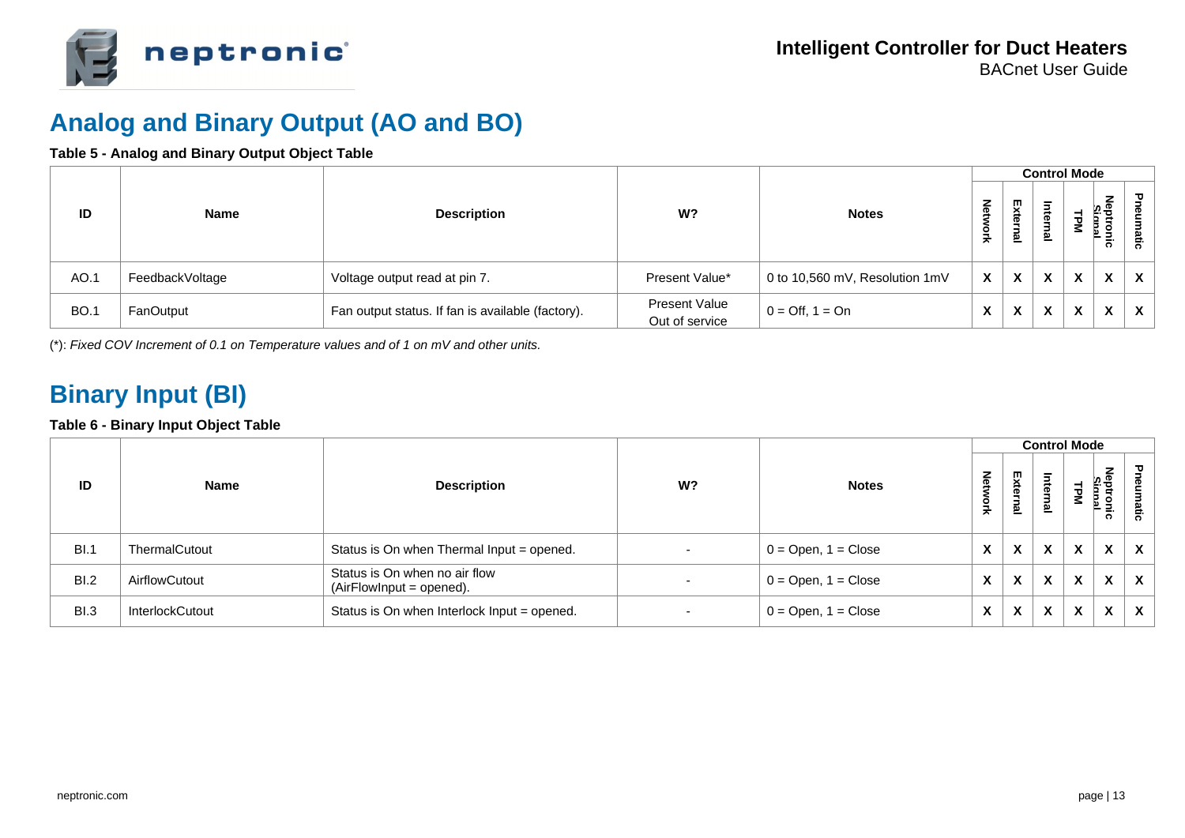## Analog and Binary Output (AO and BO)

**Table 5 - Analog and Binary Output Object Table**

| ID | Name | Description | W? | Notes | Control Mode | | | | | |
|---|---|---|---|---|---|---|---|---|---|---|
| | | | | | Network | External | Internal | TPM | Neptronic Signal | Pneumatic |
| AO.1 | FeedbackVoltage | Voltage output read at pin 7. | Present Value* | 0 to 10,560 mV, Resolution 1mV | X | X | X | X | X | X |
| BO.1 | FanOutput | Fan output status. If fan is available (factory). | Present Value<br>Out of service | 0 = Off, 1 = On | X | X | X | X | X | X |

(*): *Fixed COV Increment of 0.1 on Temperature values and of 1 on mV and other units.*

## Binary Input (BI)

**Table 6 - Binary Input Object Table**

| ID | Name | Description | W? | Notes | Control Mode | | | | | |
|---|---|---|---|---|---|---|---|---|---|---|
| | | | | | Network | External | Internal | TPM | Neptronic Signal | Pneumatic |
| BI.1 | ThermalCutout | Status is On when Thermal Input = opened. | - | 0 = Open, 1 = Close | X | X | X | X | X | X |
| BI.2 | AirflowCutout | Status is On when no air flow (AirFlowInput = opened). | - | 0 = Open, 1 = Close | X | X | X | X | X | X |
| BI.3 | InterlockCutout | Status is On when Interlock Input = opened. | - | 0 = Open, 1 = Close | X | X | X | X | X | X |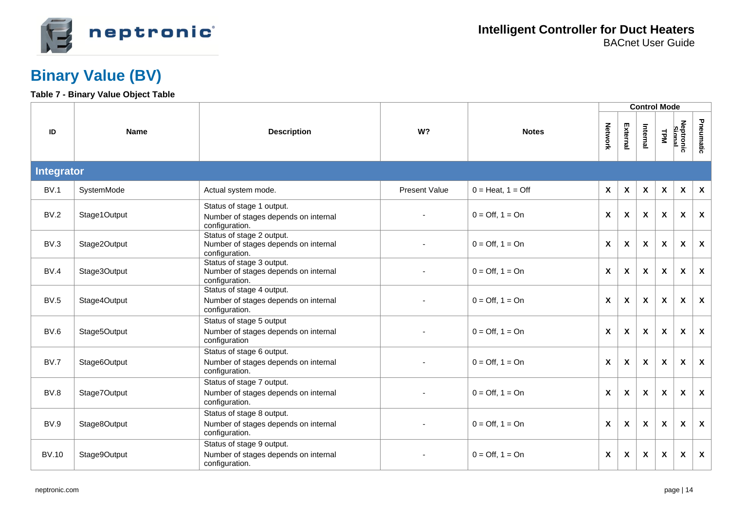# Binary Value (BV)

**Table 7 - Binary Value Object Table**

| ID | Name | Description | W? | Notes | Control Mode | | | | | |
|---|---|---|---|---|---|---|---|---|---|---|
| | | | | | Network | External | Internal | TPM | Neptronic Signal | Pneumatic |
| **Integrator** | | | | | | | | | | |
| BV.1 | SystemMode | Actual system mode. | Present Value | 0 = Heat, 1 = Off | X | X | X | X | X | X |
| BV.2 | Stage1Output | Status of stage 1 output. Number of stages depends on internal configuration. | - | 0 = Off, 1 = On | X | X | X | X | X | X |
| BV.3 | Stage2Output | Status of stage 2 output. Number of stages depends on internal configuration. | - | 0 = Off, 1 = On | X | X | X | X | X | X |
| BV.4 | Stage3Output | Status of stage 3 output. Number of stages depends on internal configuration. | - | 0 = Off, 1 = On | X | X | X | X | X | X |
| BV.5 | Stage4Output | Status of stage 4 output. Number of stages depends on internal configuration. | - | 0 = Off, 1 = On | X | X | X | X | X | X |
| BV.6 | Stage5Output | Status of stage 5 output Number of stages depends on internal configuration | - | 0 = Off, 1 = On | X | X | X | X | X | X |
| BV.7 | Stage6Output | Status of stage 6 output. Number of stages depends on internal configuration. | - | 0 = Off, 1 = On | X | X | X | X | X | X |
| BV.8 | Stage7Output | Status of stage 7 output. Number of stages depends on internal configuration. | - | 0 = Off, 1 = On | X | X | X | X | X | X |
| BV.9 | Stage8Output | Status of stage 8 output. Number of stages depends on internal configuration. | - | 0 = Off, 1 = On | X | X | X | X | X | X |
| BV.10 | Stage9Output | Status of stage 9 output. Number of stages depends on internal configuration. | - | 0 = Off, 1 = On | X | X | X | X | X | X |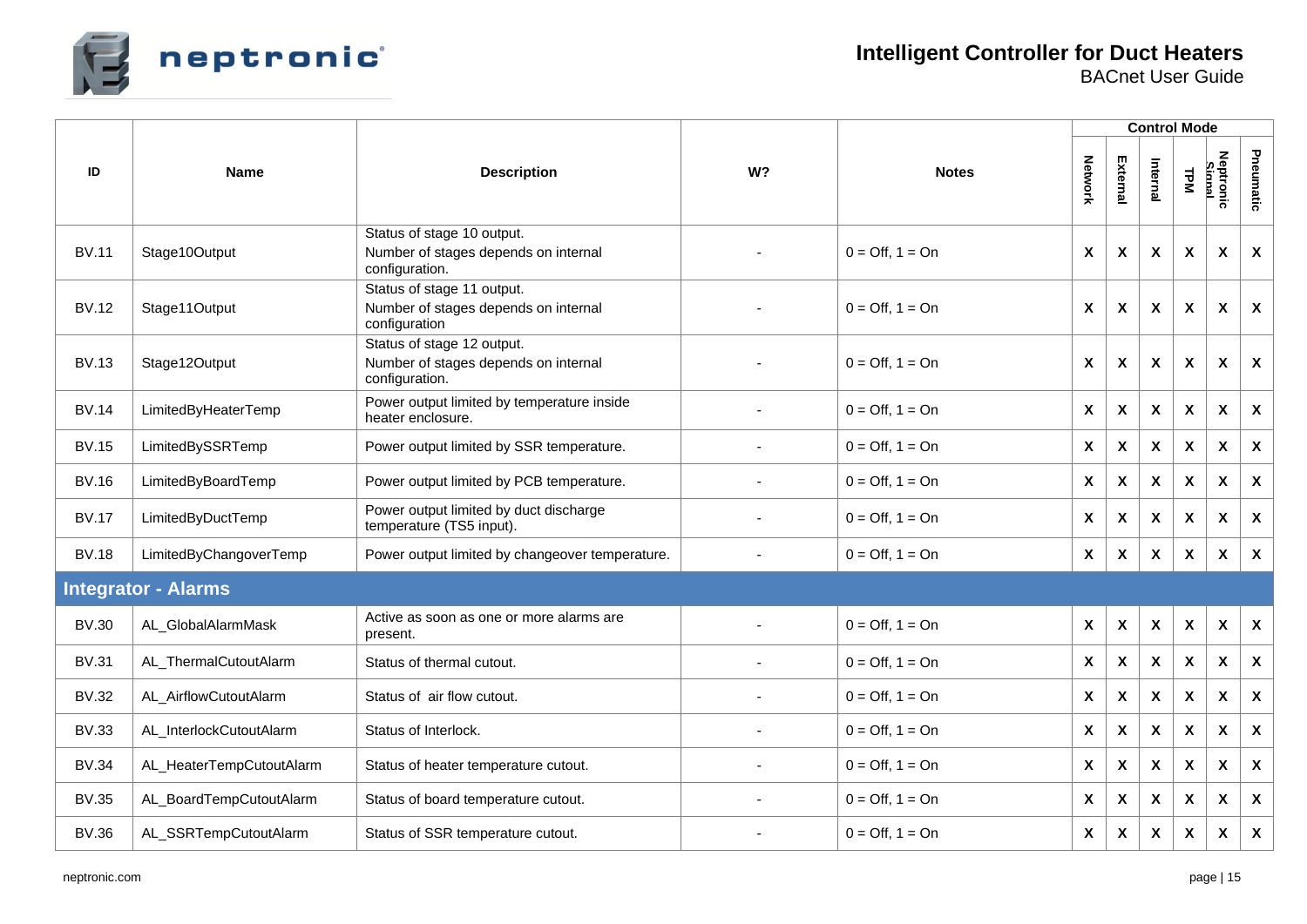| ID | Name | Description | W? | Notes | Control Mode | | | | | |
|---|---|---|---|---|---|---|---|---|---|---|
| | | | | | Network | External | Internal | TPM | Neptronic Signal | Pneumatic |
| BV.11 | Stage10Output | Status of stage 10 output. Number of stages depends on internal configuration. | - | 0 = Off, 1 = On | X | X | X | X | X | X |
| BV.12 | Stage11Output | Status of stage 11 output. Number of stages depends on internal configuration | - | 0 = Off, 1 = On | X | X | X | X | X | X |
| BV.13 | Stage12Output | Status of stage 12 output. Number of stages depends on internal configuration. | - | 0 = Off, 1 = On | X | X | X | X | X | X |
| BV.14 | LimitedByHeaterTemp | Power output limited by temperature inside heater enclosure. | - | 0 = Off, 1 = On | X | X | X | X | X | X |
| BV.15 | LimitedBySSRTemp | Power output limited by SSR temperature. | - | 0 = Off, 1 = On | X | X | X | X | X | X |
| BV.16 | LimitedByBoardTemp | Power output limited by PCB temperature. | - | 0 = Off, 1 = On | X | X | X | X | X | X |
| BV.17 | LimitedByDuctTemp | Power output limited by duct discharge temperature (TS5 input). | - | 0 = Off, 1 = On | X | X | X | X | X | X |
| BV.18 | LimitedByChangoverTemp | Power output limited by changeover temperature. | - | 0 = Off, 1 = On | X | X | X | X | X | X |
| **Integrator - Alarms** | | | | | | | | | | |
| BV.30 | AL_GlobalAlarmMask | Active as soon as one or more alarms are present. | - | 0 = Off, 1 = On | X | X | X | X | X | X |
| BV.31 | AL_ThermalCutoutAlarm | Status of thermal cutout. | - | 0 = Off, 1 = On | X | X | X | X | X | X |
| BV.32 | AL_AirflowCutoutAlarm | Status of air flow cutout. | - | 0 = Off, 1 = On | X | X | X | X | X | X |
| BV.33 | AL_InterlockCutoutAlarm | Status of Interlock. | - | 0 = Off, 1 = On | X | X | X | X | X | X |
| BV.34 | AL_HeaterTempCutoutAlarm | Status of heater temperature cutout. | - | 0 = Off, 1 = On | X | X | X | X | X | X |
| BV.35 | AL_BoardTempCutoutAlarm | Status of board temperature cutout. | - | 0 = Off, 1 = On | X | X | X | X | X | X |
| BV.36 | AL_SSRTempCutoutAlarm | Status of SSR temperature cutout. | - | 0 = Off, 1 = On | X | X | X | X | X | X |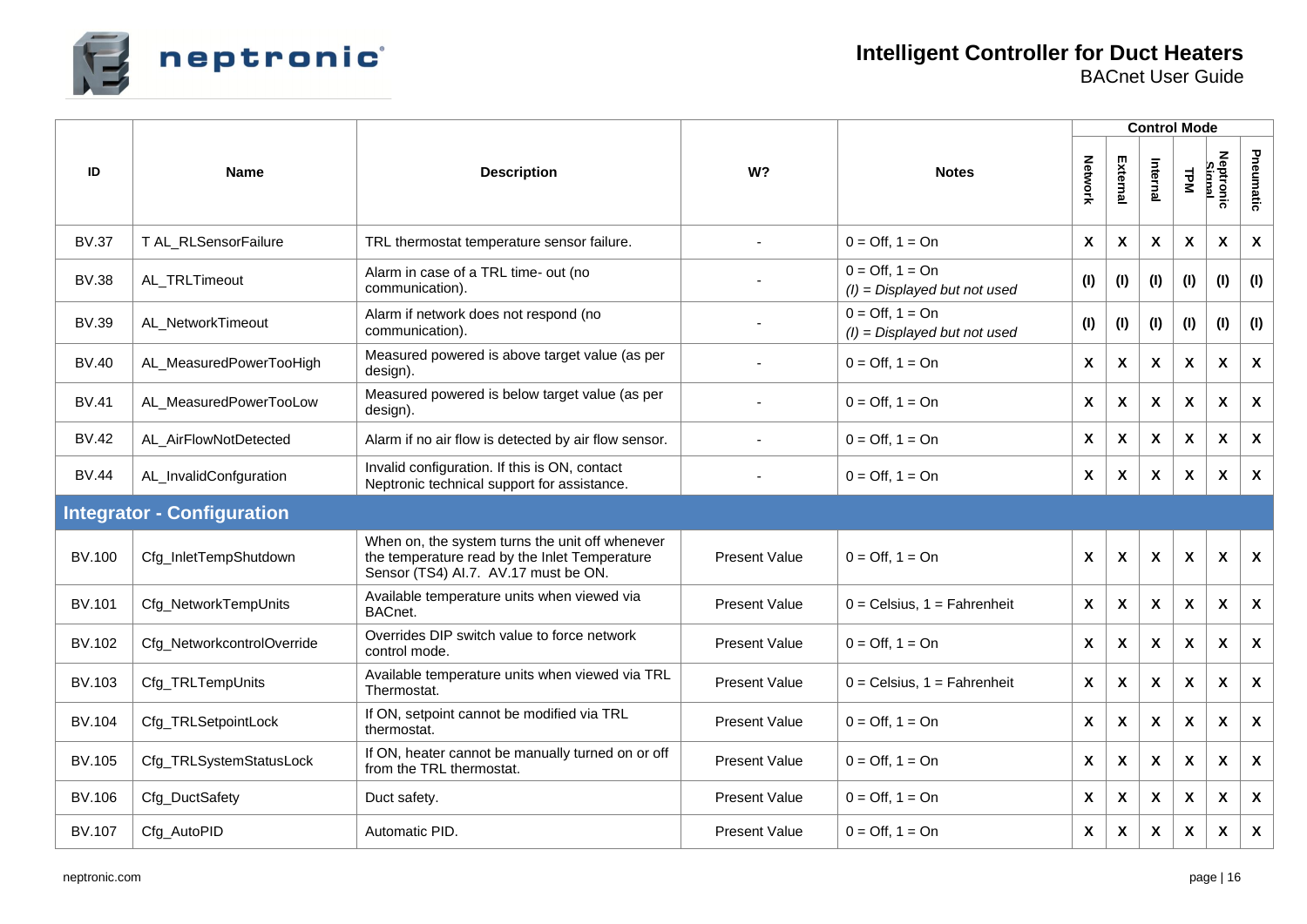| ID | Name | Description | W? | Notes | Control Mode | | | | | |
|---|---|---|---|---|---|---|---|---|---|---|
| | | | | | Network | External | Internal | TPM | Neptronic Signal | Pneumatic |
| BV.37 | T AL_RLSensorFailure | TRL thermostat temperature sensor failure. | - | 0 = Off, 1 = On | X | X | X | X | X | X |
| BV.38 | AL_TRLTimeout | Alarm in case of a TRL time- out (no communication). | - | 0 = Off, 1 = On *(I) = Displayed but not used* | (I) | (I) | (I) | (I) | (I) | (I) |
| BV.39 | AL_NetworkTimeout | Alarm if network does not respond (no communication). | - | 0 = Off, 1 = On *(I) = Displayed but not used* | (I) | (I) | (I) | (I) | (I) | (I) |
| BV.40 | AL_MeasuredPowerTooHigh | Measured powered is above target value (as per design). | - | 0 = Off, 1 = On | X | X | X | X | X | X |
| BV.41 | AL_MeasuredPowerTooLow | Measured powered is below target value (as per design). | - | 0 = Off, 1 = On | X | X | X | X | X | X |
| BV.42 | AL_AirFlowNotDetected | Alarm if no air flow is detected by air flow sensor. | - | 0 = Off, 1 = On | X | X | X | X | X | X |
| BV.44 | AL_InvalidConfguration | Invalid configuration. If this is ON, contact Neptronic technical support for assistance. | - | 0 = Off, 1 = On | X | X | X | X | X | X |
| **Integrator - Configuration** | | | | | | | | | | |
| BV.100 | Cfg_InletTempShutdown | When on, the system turns the unit off whenever the temperature read by the Inlet Temperature Sensor (TS4) AI.7. AV.17 must be ON. | Present Value | 0 = Off, 1 = On | X | X | X | X | X | X |
| BV.101 | Cfg_NetworkTempUnits | Available temperature units when viewed via BACnet. | Present Value | 0 = Celsius, 1 = Fahrenheit | X | X | X | X | X | X |
| BV.102 | Cfg_NetworkcontrolOverride | Overrides DIP switch value to force network control mode. | Present Value | 0 = Off, 1 = On | X | X | X | X | X | X |
| BV.103 | Cfg_TRLTempUnits | Available temperature units when viewed via TRL Thermostat. | Present Value | 0 = Celsius, 1 = Fahrenheit | X | X | X | X | X | X |
| BV.104 | Cfg_TRLSetpointLock | If ON, setpoint cannot be modified via TRL thermostat. | Present Value | 0 = Off, 1 = On | X | X | X | X | X | X |
| BV.105 | Cfg_TRLSystemStatusLock | If ON, heater cannot be manually turned on or off from the TRL thermostat. | Present Value | 0 = Off, 1 = On | X | X | X | X | X | X |
| BV.106 | Cfg_DuctSafety | Duct safety. | Present Value | 0 = Off, 1 = On | X | X | X | X | X | X |
| BV.107 | Cfg_AutoPID | Automatic PID. | Present Value | 0 = Off, 1 = On | X | X | X | X | X | X |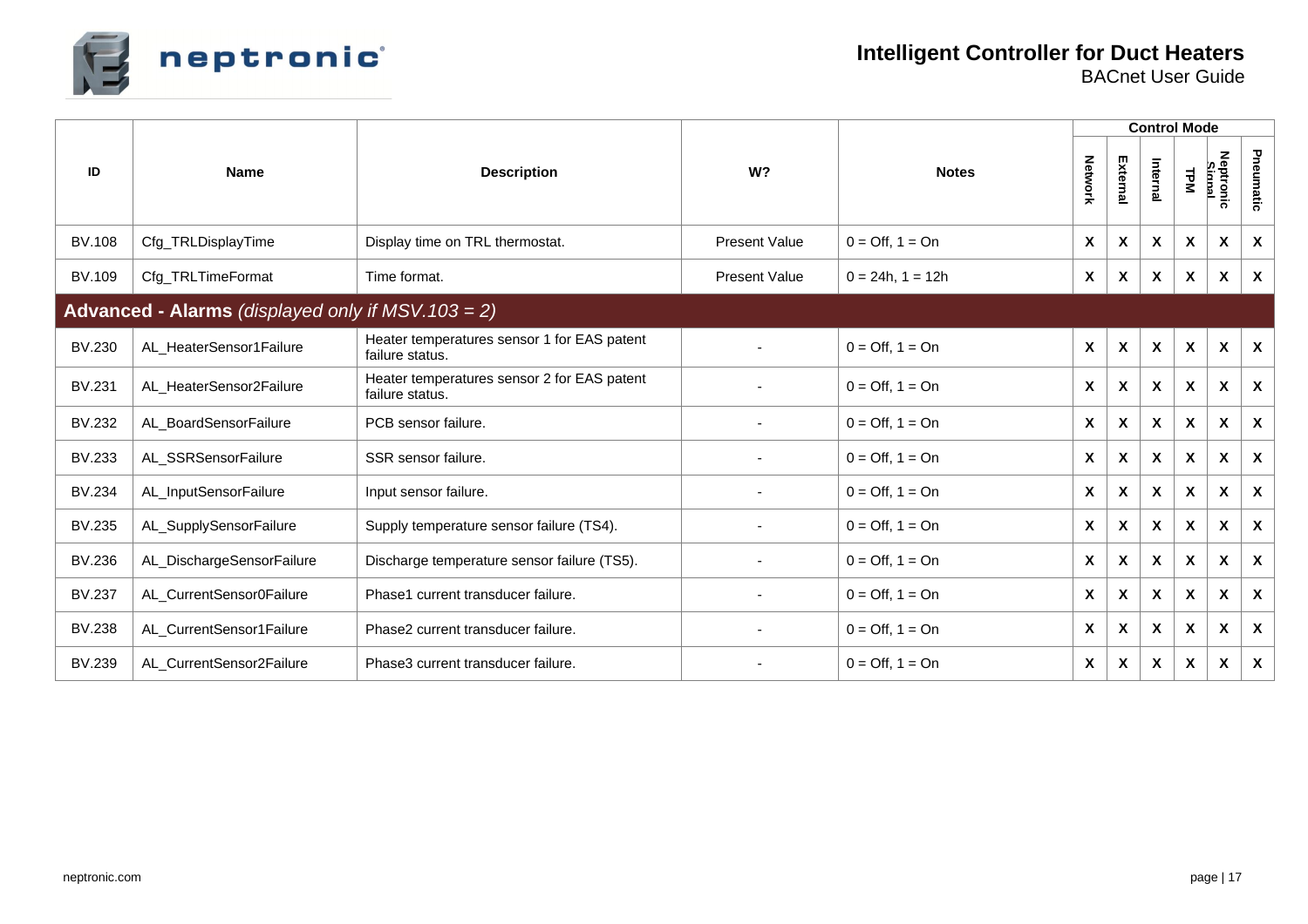| ID | Name | Description | W? | Notes | Control Mode | | | | | |
|---|---|---|---|---|---|---|---|---|---|---|
| | | | | | Network | External | Internal | TPM | Neptronic Signal | Pneumatic |
| BV.108 | Cfg_TRLDisplayTime | Display time on TRL thermostat. | Present Value | 0 = Off, 1 = On | X | X | X | X | X | X |
| BV.109 | Cfg_TRLTimeFormat | Time format. | Present Value | 0 = 24h, 1 = 12h | X | X | X | X | X | X |
| **Advanced - Alarms** *(displayed only if MSV.103 = 2)* | | | | | | | | | | |
| BV.230 | AL_HeaterSensor1Failure | Heater temperatures sensor 1 for EAS patent failure status. | - | 0 = Off, 1 = On | X | X | X | X | X | X |
| BV.231 | AL_HeaterSensor2Failure | Heater temperatures sensor 2 for EAS patent failure status. | - | 0 = Off, 1 = On | X | X | X | X | X | X |
| BV.232 | AL_BoardSensorFailure | PCB sensor failure. | - | 0 = Off, 1 = On | X | X | X | X | X | X |
| BV.233 | AL_SSRSensorFailure | SSR sensor failure. | - | 0 = Off, 1 = On | X | X | X | X | X | X |
| BV.234 | AL_InputSensorFailure | Input sensor failure. | - | 0 = Off, 1 = On | X | X | X | X | X | X |
| BV.235 | AL_SupplySensorFailure | Supply temperature sensor failure (TS4). | - | 0 = Off, 1 = On | X | X | X | X | X | X |
| BV.236 | AL_DischargeSensorFailure | Discharge temperature sensor failure (TS5). | - | 0 = Off, 1 = On | X | X | X | X | X | X |
| BV.237 | AL_CurrentSensor0Failure | Phase1 current transducer failure. | - | 0 = Off, 1 = On | X | X | X | X | X | X |
| BV.238 | AL_CurrentSensor1Failure | Phase2 current transducer failure. | - | 0 = Off, 1 = On | X | X | X | X | X | X |
| BV.239 | AL_CurrentSensor2Failure | Phase3 current transducer failure. | - | 0 = Off, 1 = On | X | X | X | X | X | X |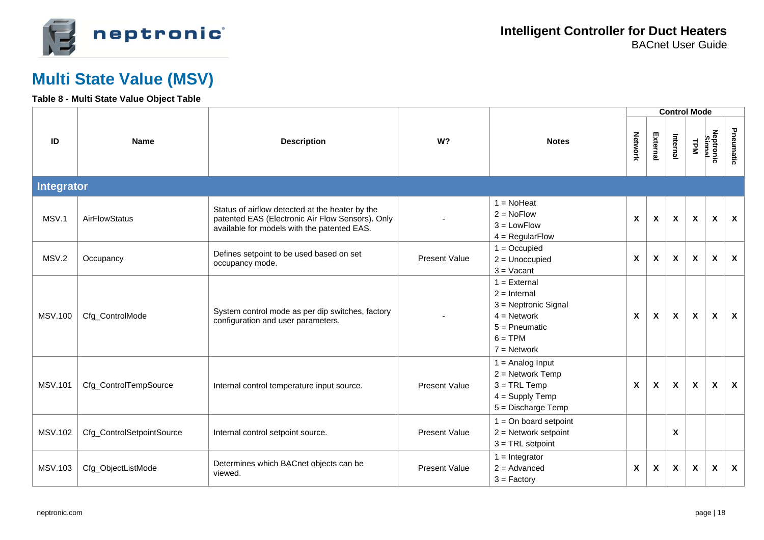# Multi State Value (MSV)

**Table 8 - Multi State Value Object Table**

| ID | Name | Description | W? | Notes | Control Mode | | | | | |
|---|---|---|---|---|---|---|---|---|---|---|
| | | | | | Network | External | Internal | TPM | Neptronic Signal | Pneumatic |
| **Integrator** | | | | | | | | | | |
| MSV.1 | AirFlowStatus | Status of airflow detected at the heater by the patented EAS (Electronic Air Flow Sensors). Only available for models with the patented EAS. | - | 1 = NoHeat<br>2 = NoFlow<br>3 = LowFlow<br>4 = RegularFlow | X | X | X | X | X | X |
| MSV.2 | Occupancy | Defines setpoint to be used based on set occupancy mode. | Present Value | 1 = Occupied<br>2 = Unoccupied<br>3 = Vacant | X | X | X | X | X | X |
| MSV.100 | Cfg_ControlMode | System control mode as per dip switches, factory configuration and user parameters. | - | 1 = External<br>2 = Internal<br>3 = Neptronic Signal<br>4 = Network<br>5 = Pneumatic<br>6 = TPM<br>7 = Network | X | X | X | X | X | X |
| MSV.101 | Cfg_ControlTempSource | Internal control temperature input source. | Present Value | 1 = Analog Input<br>2 = Network Temp<br>3 = TRL Temp<br>4 = Supply Temp<br>5 = Discharge Temp | X | X | X | X | X | X |
| MSV.102 | Cfg_ControlSetpointSource | Internal control setpoint source. | Present Value | 1 = On board setpoint<br>2 = Network setpoint<br>3 = TRL setpoint | | | X | | | |
| MSV.103 | Cfg_ObjectListMode | Determines which BACnet objects can be viewed. | Present Value | 1 = Integrator<br>2 = Advanced<br>3 = Factory | X | X | X | X | X | X |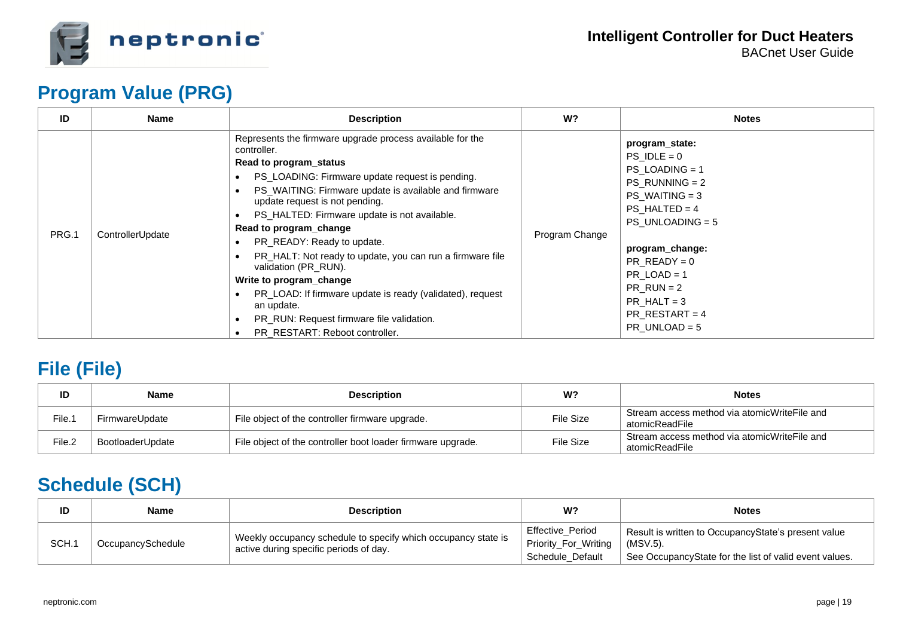## Program Value (PRG)

| ID | Name | Description | W? | Notes |
|---|---|---|---|---|
| PRG.1 | ControllerUpdate | Represents the firmware upgrade process available for the controller.<br>**Read to program_status**<br>• PS_LOADING: Firmware update request is pending.<br>• PS_WAITING: Firmware update is available and firmware update request is not pending.<br>• PS_HALTED: Firmware update is not available.<br>**Read to program_change**<br>• PR_READY: Ready to update.<br>• PR_HALT: Not ready to update, you can run a firmware file validation (PR_RUN).<br>**Write to program_change**<br>• PR_LOAD: If firmware update is ready (validated), request an update.<br>• PR_RUN: Request firmware file validation.<br>• PR_RESTART: Reboot controller. | Program Change | **program_state:**<br>PS_IDLE = 0<br>PS_LOADING = 1<br>PS_RUNNING = 2<br>PS_WAITING = 3<br>PS_HALTED = 4<br>PS_UNLOADING = 5<br><br>**program_change:**<br>PR_READY = 0<br>PR_LOAD = 1<br>PR_RUN = 2<br>PR_HALT = 3<br>PR_RESTART = 4<br>PR_UNLOAD = 5 |

## File (File)

| ID | Name | Description | W? | Notes |
|---|---|---|---|---|
| File.1 | FirmwareUpdate | File object of the controller firmware upgrade. | File Size | Stream access method via atomicWriteFile and atomicReadFile |
| File.2 | BootloaderUpdate | File object of the controller boot loader firmware upgrade. | File Size | Stream access method via atomicWriteFile and atomicReadFile |

## Schedule (SCH)

| ID | Name | Description | W? | Notes |
|---|---|---|---|---|
| SCH.1 | OccupancySchedule | Weekly occupancy schedule to specify which occupancy state is active during specific periods of day. | Effective_Period<br>Priority_For_Writing<br>Schedule_Default | Result is written to OccupancyState's present value (MSV.5).<br>See OccupancyState for the list of valid event values. |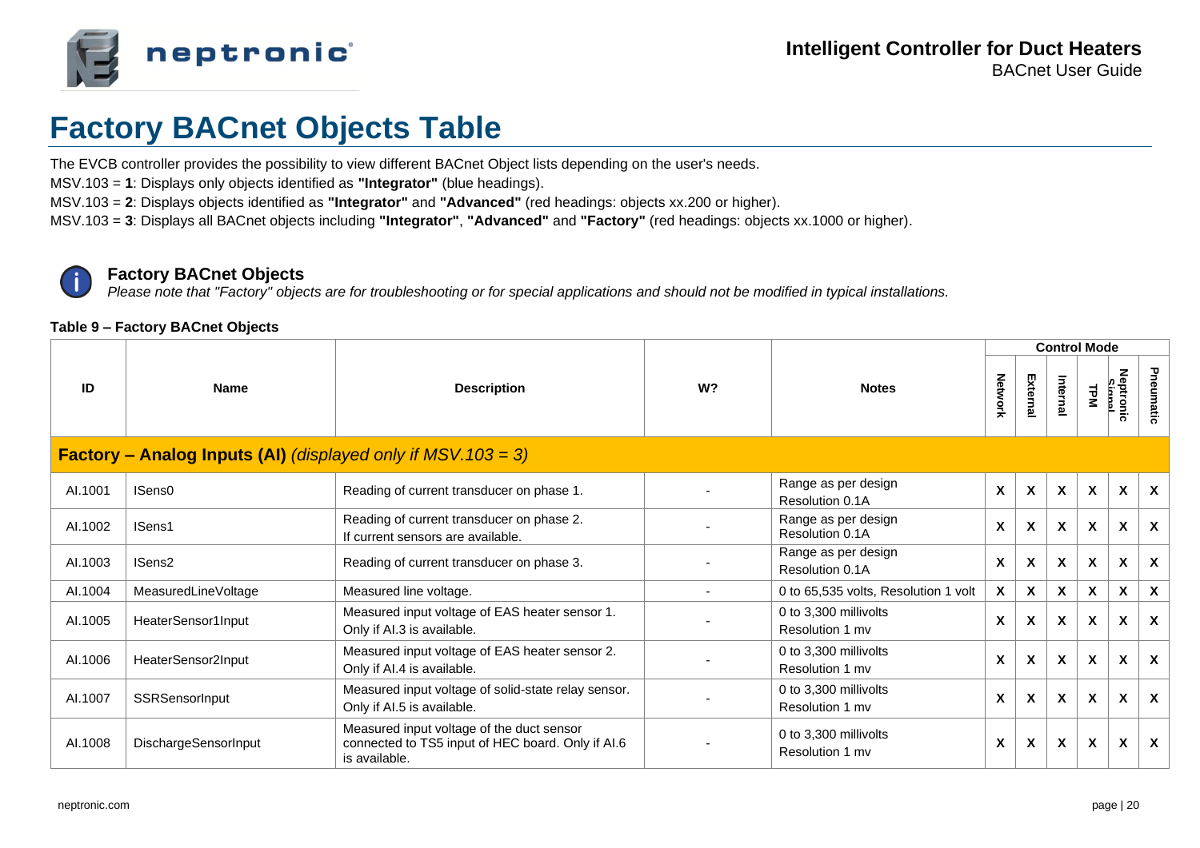# Factory BACnet Objects Table

The EVCB controller provides the possibility to view different BACnet Object lists depending on the user's needs.

MSV.103 = **1**: Displays only objects identified as **"Integrator"** (blue headings).

MSV.103 = **2**: Displays objects identified as **"Integrator"** and **"Advanced"** (red headings: objects xx.200 or higher).

MSV.103 = **3**: Displays all BACnet objects including **"Integrator"**, **"Advanced"** and **"Factory"** (red headings: objects xx.1000 or higher).

**Factory BACnet Objects**
*Please note that "Factory" objects are for troubleshooting or for special applications and should not be modified in typical installations.*

**Table 9 – Factory BACnet Objects**

| ID | Name | Description | W? | Notes | Control Mode | | | | | |
|---|---|---|---|---|---|---|---|---|---|---|
| | | | | | Network | External | Internal | TPM | Neptronic Signal | Pneumatic |
| **Factory – Analog Inputs (AI)** *(displayed only if MSV.103 = 3)* | | | | | | | | | | |
| AI.1001 | ISens0 | Reading of current transducer on phase 1. | - | Range as per design<br>Resolution 0.1A | X | X | X | X | X | X |
| AI.1002 | ISens1 | Reading of current transducer on phase 2.<br>If current sensors are available. | - | Range as per design<br>Resolution 0.1A | X | X | X | X | X | X |
| AI.1003 | ISens2 | Reading of current transducer on phase 3. | - | Range as per design<br>Resolution 0.1A | X | X | X | X | X | X |
| AI.1004 | MeasuredLineVoltage | Measured line voltage. | - | 0 to 65,535 volts, Resolution 1 volt | X | X | X | X | X | X |
| AI.1005 | HeaterSensor1Input | Measured input voltage of EAS heater sensor 1.<br>Only if AI.3 is available. | - | 0 to 3,300 millivolts<br>Resolution 1 mv | X | X | X | X | X | X |
| AI.1006 | HeaterSensor2Input | Measured input voltage of EAS heater sensor 2.<br>Only if AI.4 is available. | - | 0 to 3,300 millivolts<br>Resolution 1 mv | X | X | X | X | X | X |
| AI.1007 | SSRSensorInput | Measured input voltage of solid-state relay sensor.<br>Only if AI.5 is available. | - | 0 to 3,300 millivolts<br>Resolution 1 mv | X | X | X | X | X | X |
| AI.1008 | DischargeSensorInput | Measured input voltage of the duct sensor connected to TS5 input of HEC board. Only if AI.6 is available. | - | 0 to 3,300 millivolts<br>Resolution 1 mv | X | X | X | X | X | X |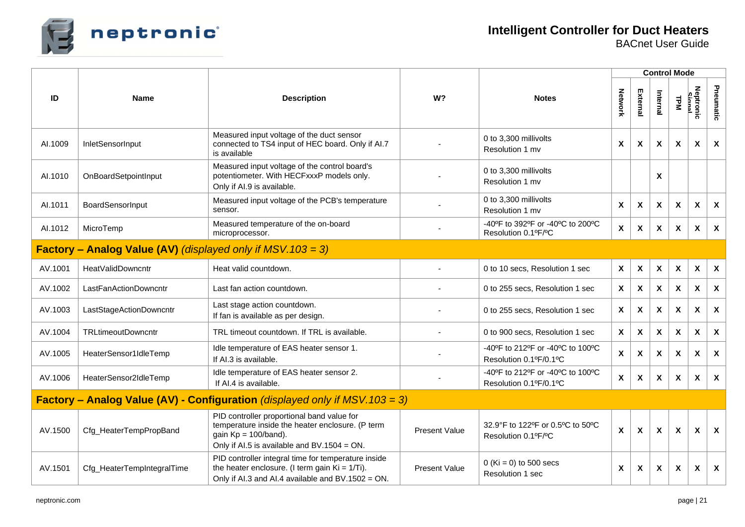| ID | Name | Description | W? | Notes | Control Mode | | | | | |
|---|---|---|---|---|---|---|---|---|---|---|
| | | | | | Network | External | Internal | TPM | Neptronic Signal | Pneumatic |
| AI.1009 | InletSensorInput | Measured input voltage of the duct sensor connected to TS4 input of HEC board. Only if AI.7 is available | - | 0 to 3,300 millivolts<br>Resolution 1 mv | X | X | X | X | X | X |
| AI.1010 | OnBoardSetpointInput | Measured input voltage of the control board's potentiometer. With HECFxxxP models only. Only if AI.9 is available. | - | 0 to 3,300 millivolts<br>Resolution 1 mv | | | X | | | |
| AI.1011 | BoardSensorInput | Measured input voltage of the PCB's temperature sensor. | - | 0 to 3,300 millivolts<br>Resolution 1 mv | X | X | X | X | X | X |
| AI.1012 | MicroTemp | Measured temperature of the on-board microprocessor. | - | -40ºF to 392ºF or -40ºC to 200ºC<br>Resolution 0.1ºF/ºC | X | X | X | X | X | X |
| **Factory – Analog Value (AV)** *(displayed only if MSV.103 = 3)* | | | | | | | | | | |
| AV.1001 | HeatValidDowncntr | Heat valid countdown. | - | 0 to 10 secs, Resolution 1 sec | X | X | X | X | X | X |
| AV.1002 | LastFanActionDowncntr | Last fan action countdown. | - | 0 to 255 secs, Resolution 1 sec | X | X | X | X | X | X |
| AV.1003 | LastStageActionDowncntr | Last stage action countdown.<br>If fan is available as per design. | - | 0 to 255 secs, Resolution 1 sec | X | X | X | X | X | X |
| AV.1004 | TRLtimeoutDowncntr | TRL timeout countdown. If TRL is available. | - | 0 to 900 secs, Resolution 1 sec | X | X | X | X | X | X |
| AV.1005 | HeaterSensor1IdleTemp | Idle temperature of EAS heater sensor 1.<br>If AI.3 is available. | - | -40ºF to 212ºF or -40ºC to 100ºC<br>Resolution 0.1ºF/0.1ºC | X | X | X | X | X | X |
| AV.1006 | HeaterSensor2IdleTemp | Idle temperature of EAS heater sensor 2.<br>If AI.4 is available. | - | -40ºF to 212ºF or -40ºC to 100ºC<br>Resolution 0.1ºF/0.1ºC | X | X | X | X | X | X |
| **Factory – Analog Value (AV) - Configuration** *(displayed only if MSV.103 = 3)* | | | | | | | | | | |
| AV.1500 | Cfg_HeaterTempPropBand | PID controller proportional band value for temperature inside the heater enclosure. (P term gain Kp = 100/band).<br>Only if AI.5 is available and BV.1504 = ON. | Present Value | 32.9°F to 122ºF or 0.5ºC to 50ºC<br>Resolution 0.1ºF/ºC | X | X | X | X | X | X |
| AV.1501 | Cfg_HeaterTempIntegralTime | PID controller integral time for temperature inside the heater enclosure. (I term gain Ki = 1/Ti).<br>Only if AI.3 and AI.4 available and BV.1502 = ON. | Present Value | 0 (Ki = 0) to 500 secs<br>Resolution 1 sec | X | X | X | X | X | X |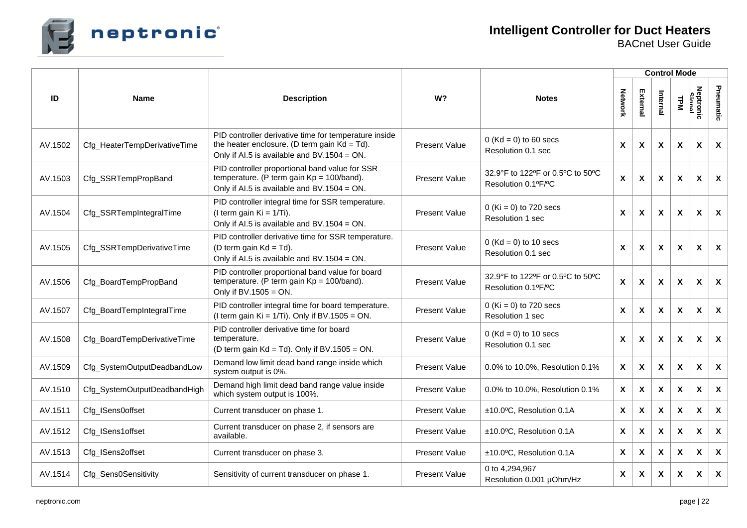| ID | Name | Description | W? | Notes | Control Mode | | | | | |
|---|---|---|---|---|---|---|---|---|---|---|
| | | | | | Network | External | Internal | TPM | Neptronic Signal | Pneumatic |
| AV.1502 | Cfg_HeaterTempDerivativeTime | PID controller derivative time for temperature inside the heater enclosure. (D term gain Kd = Td). Only if AI.5 is available and BV.1504 = ON. | Present Value | 0 (Kd = 0) to 60 secs Resolution 0.1 sec | X | X | X | X | X | X |
| AV.1503 | Cfg_SSRTempPropBand | PID controller proportional band value for SSR temperature. (P term gain Kp = 100/band). Only if AI.5 is available and BV.1504 = ON. | Present Value | 32.9°F to 122ºF or 0.5ºC to 50ºC Resolution 0.1ºF/ºC | X | X | X | X | X | X |
| AV.1504 | Cfg_SSRTempIntegralTime | PID controller integral time for SSR temperature. (I term gain Ki = 1/Ti). Only if AI.5 is available and BV.1504 = ON. | Present Value | 0 (Ki = 0) to 720 secs Resolution 1 sec | X | X | X | X | X | X |
| AV.1505 | Cfg_SSRTempDerivativeTime | PID controller derivative time for SSR temperature. (D term gain Kd = Td). Only if AI.5 is available and BV.1504 = ON. | Present Value | 0 (Kd = 0) to 10 secs Resolution 0.1 sec | X | X | X | X | X | X |
| AV.1506 | Cfg_BoardTempPropBand | PID controller proportional band value for board temperature. (P term gain Kp = 100/band). Only if BV.1505 = ON. | Present Value | 32.9°F to 122ºF or 0.5ºC to 50ºC Resolution 0.1ºF/ºC | X | X | X | X | X | X |
| AV.1507 | Cfg_BoardTempIntegralTime | PID controller integral time for board temperature. (I term gain Ki = 1/Ti). Only if BV.1505 = ON. | Present Value | 0 (Ki = 0) to 720 secs Resolution 1 sec | X | X | X | X | X | X |
| AV.1508 | Cfg_BoardTempDerivativeTime | PID controller derivative time for board temperature. (D term gain Kd = Td). Only if BV.1505 = ON. | Present Value | 0 (Kd = 0) to 10 secs Resolution 0.1 sec | X | X | X | X | X | X |
| AV.1509 | Cfg_SystemOutputDeadbandLow | Demand low limit dead band range inside which system output is 0%. | Present Value | 0.0% to 10.0%, Resolution 0.1% | X | X | X | X | X | X |
| AV.1510 | Cfg_SystemOutputDeadbandHigh | Demand high limit dead band range value inside which system output is 100%. | Present Value | 0.0% to 10.0%, Resolution 0.1% | X | X | X | X | X | X |
| AV.1511 | Cfg_ISens0offset | Current transducer on phase 1. | Present Value | ±10.0ºC, Resolution 0.1A | X | X | X | X | X | X |
| AV.1512 | Cfg_ISens1offset | Current transducer on phase 2, if sensors are available. | Present Value | ±10.0ºC, Resolution 0.1A | X | X | X | X | X | X |
| AV.1513 | Cfg_ISens2offset | Current transducer on phase 3. | Present Value | ±10.0ºC, Resolution 0.1A | X | X | X | X | X | X |
| AV.1514 | Cfg_Sens0Sensitivity | Sensitivity of current transducer on phase 1. | Present Value | 0 to 4,294,967 Resolution 0.001 µOhm/Hz | X | X | X | X | X | X |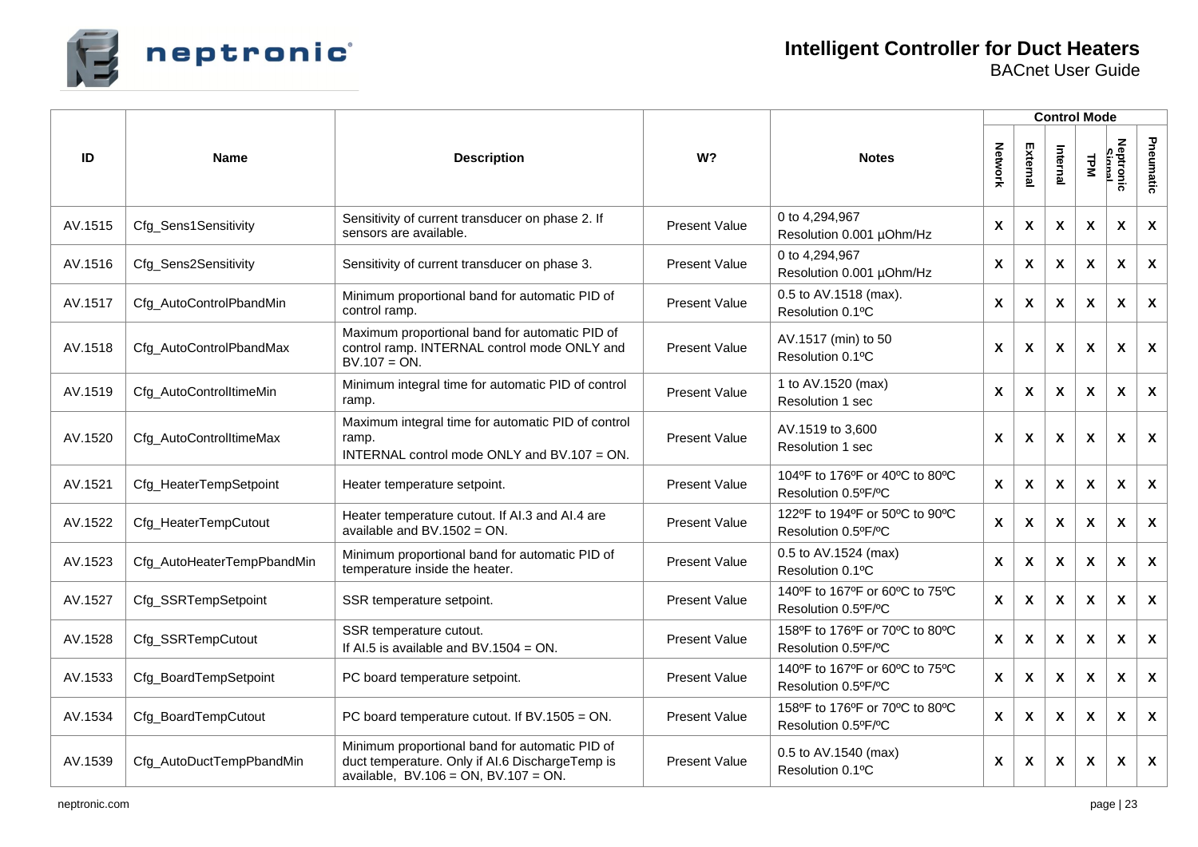| ID | Name | Description | W? | Notes | Control Mode | | | | | |
|---|---|---|---|---|---|---|---|---|---|---|
| | | | | | Network | External | Internal | TPM | Neptronic Signal | Pneumatic |
| AV.1515 | Cfg_Sens1Sensitivity | Sensitivity of current transducer on phase 2. If sensors are available. | Present Value | 0 to 4,294,967<br>Resolution 0.001 µOhm/Hz | X | X | X | X | X | X |
| AV.1516 | Cfg_Sens2Sensitivity | Sensitivity of current transducer on phase 3. | Present Value | 0 to 4,294,967<br>Resolution 0.001 µOhm/Hz | X | X | X | X | X | X |
| AV.1517 | Cfg_AutoControlPbandMin | Minimum proportional band for automatic PID of control ramp. | Present Value | 0.5 to AV.1518 (max).<br>Resolution 0.1ºC | X | X | X | X | X | X |
| AV.1518 | Cfg_AutoControlPbandMax | Maximum proportional band for automatic PID of control ramp. INTERNAL control mode ONLY and BV.107 = ON. | Present Value | AV.1517 (min) to 50<br>Resolution 0.1ºC | X | X | X | X | X | X |
| AV.1519 | Cfg_AutoControlItimeMin | Minimum integral time for automatic PID of control ramp. | Present Value | 1 to AV.1520 (max)<br>Resolution 1 sec | X | X | X | X | X | X |
| AV.1520 | Cfg_AutoControlItimeMax | Maximum integral time for automatic PID of control ramp.<br>INTERNAL control mode ONLY and BV.107 = ON. | Present Value | AV.1519 to 3,600<br>Resolution 1 sec | X | X | X | X | X | X |
| AV.1521 | Cfg_HeaterTempSetpoint | Heater temperature setpoint. | Present Value | 104ºF to 176ºF or 40ºC to 80ºC<br>Resolution 0.5ºF/ºC | X | X | X | X | X | X |
| AV.1522 | Cfg_HeaterTempCutout | Heater temperature cutout. If AI.3 and AI.4 are available and BV.1502 = ON. | Present Value | 122ºF to 194ºF or 50ºC to 90ºC<br>Resolution 0.5ºF/ºC | X | X | X | X | X | X |
| AV.1523 | Cfg_AutoHeaterTempPbandMin | Minimum proportional band for automatic PID of temperature inside the heater. | Present Value | 0.5 to AV.1524 (max)<br>Resolution 0.1ºC | X | X | X | X | X | X |
| AV.1527 | Cfg_SSRTempSetpoint | SSR temperature setpoint. | Present Value | 140ºF to 167ºF or 60ºC to 75ºC<br>Resolution 0.5ºF/ºC | X | X | X | X | X | X |
| AV.1528 | Cfg_SSRTempCutout | SSR temperature cutout.<br>If AI.5 is available and BV.1504 = ON. | Present Value | 158ºF to 176ºF or 70ºC to 80ºC<br>Resolution 0.5ºF/ºC | X | X | X | X | X | X |
| AV.1533 | Cfg_BoardTempSetpoint | PC board temperature setpoint. | Present Value | 140ºF to 167ºF or 60ºC to 75ºC<br>Resolution 0.5ºF/ºC | X | X | X | X | X | X |
| AV.1534 | Cfg_BoardTempCutout | PC board temperature cutout. If BV.1505 = ON. | Present Value | 158ºF to 176ºF or 70ºC to 80ºC<br>Resolution 0.5ºF/ºC | X | X | X | X | X | X |
| AV.1539 | Cfg_AutoDuctTempPbandMin | Minimum proportional band for automatic PID of duct temperature. Only if AI.6 DischargeTemp is available, BV.106 = ON, BV.107 = ON. | Present Value | 0.5 to AV.1540 (max)<br>Resolution 0.1ºC | X | X | X | X | X | X |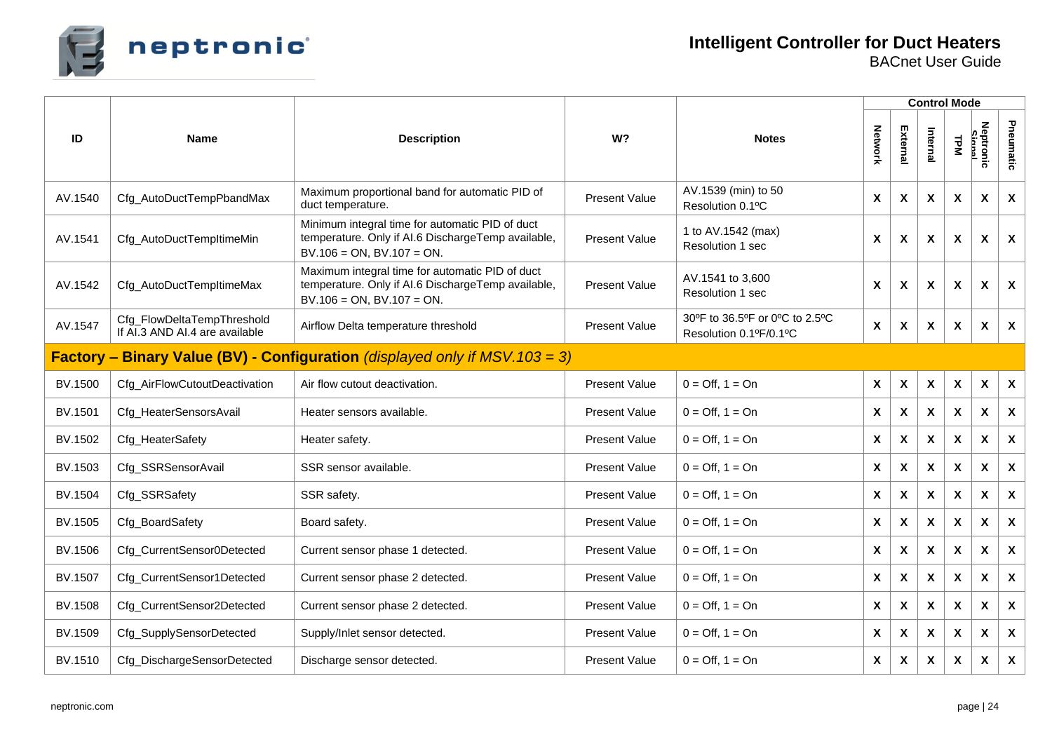| ID | Name | Description | W? | Notes | Control Mode | | | | | |
|---|---|---|---|---|---|---|---|---|---|---|
| | | | | | Network | External | Internal | TPM | Neptronic Signal | Pneumatic |
| AV.1540 | Cfg_AutoDuctTempPbandMax | Maximum proportional band for automatic PID of duct temperature. | Present Value | AV.1539 (min) to 50<br>Resolution 0.1ºC | X | X | X | X | X | X |
| AV.1541 | Cfg_AutoDuctTempItimeMin | Minimum integral time for automatic PID of duct temperature. Only if AI.6 DischargeTemp available, BV.106 = ON, BV.107 = ON. | Present Value | 1 to AV.1542 (max)<br>Resolution 1 sec | X | X | X | X | X | X |
| AV.1542 | Cfg_AutoDuctTempItimeMax | Maximum integral time for automatic PID of duct temperature. Only if AI.6 DischargeTemp available, BV.106 = ON, BV.107 = ON. | Present Value | AV.1541 to 3,600<br>Resolution 1 sec | X | X | X | X | X | X |
| AV.1547 | Cfg_FlowDeltaTempThreshold<br>If AI.3 AND AI.4 are available | Airflow Delta temperature threshold | Present Value | 30ºF to 36.5ºF or 0ºC to 2.5ºC<br>Resolution 0.1ºF/0.1ºC | X | X | X | X | X | X |
| **Factory – Binary Value (BV) - Configuration** *(displayed only if MSV.103 = 3)* | | | | | | | | | | |
| BV.1500 | Cfg_AirFlowCutoutDeactivation | Air flow cutout deactivation. | Present Value | 0 = Off, 1 = On | X | X | X | X | X | X |
| BV.1501 | Cfg_HeaterSensorsAvail | Heater sensors available. | Present Value | 0 = Off, 1 = On | X | X | X | X | X | X |
| BV.1502 | Cfg_HeaterSafety | Heater safety. | Present Value | 0 = Off, 1 = On | X | X | X | X | X | X |
| BV.1503 | Cfg_SSRSensorAvail | SSR sensor available. | Present Value | 0 = Off, 1 = On | X | X | X | X | X | X |
| BV.1504 | Cfg_SSRSafety | SSR safety. | Present Value | 0 = Off, 1 = On | X | X | X | X | X | X |
| BV.1505 | Cfg_BoardSafety | Board safety. | Present Value | 0 = Off, 1 = On | X | X | X | X | X | X |
| BV.1506 | Cfg_CurrentSensor0Detected | Current sensor phase 1 detected. | Present Value | 0 = Off, 1 = On | X | X | X | X | X | X |
| BV.1507 | Cfg_CurrentSensor1Detected | Current sensor phase 2 detected. | Present Value | 0 = Off, 1 = On | X | X | X | X | X | X |
| BV.1508 | Cfg_CurrentSensor2Detected | Current sensor phase 2 detected. | Present Value | 0 = Off, 1 = On | X | X | X | X | X | X |
| BV.1509 | Cfg_SupplySensorDetected | Supply/Inlet sensor detected. | Present Value | 0 = Off, 1 = On | X | X | X | X | X | X |
| BV.1510 | Cfg_DischargeSensorDetected | Discharge sensor detected. | Present Value | 0 = Off, 1 = On | X | X | X | X | X | X |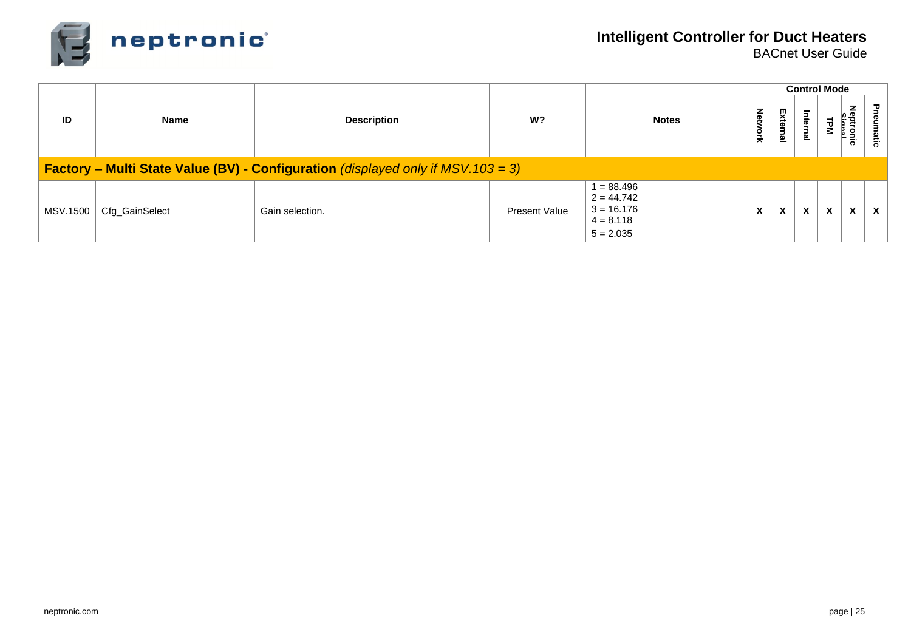| ID | Name | Description | W? | Notes | Control Mode | | | | | |
|---|---|---|---|---|---|---|---|---|---|---|
| | | | | | Network | External | Internal | TPM | Neptronic Signal | Pneumatic |
| **Factory – Multi State Value (BV) - Configuration** *(displayed only if MSV.103 = 3)* | | | | | | | | | | |
| MSV.1500 | Cfg_GainSelect | Gain selection. | Present Value | 1 = 88.496<br>2 = 44.742<br>3 = 16.176<br>4 = 8.118<br>5 = 2.035 | X | X | X | X | X | X |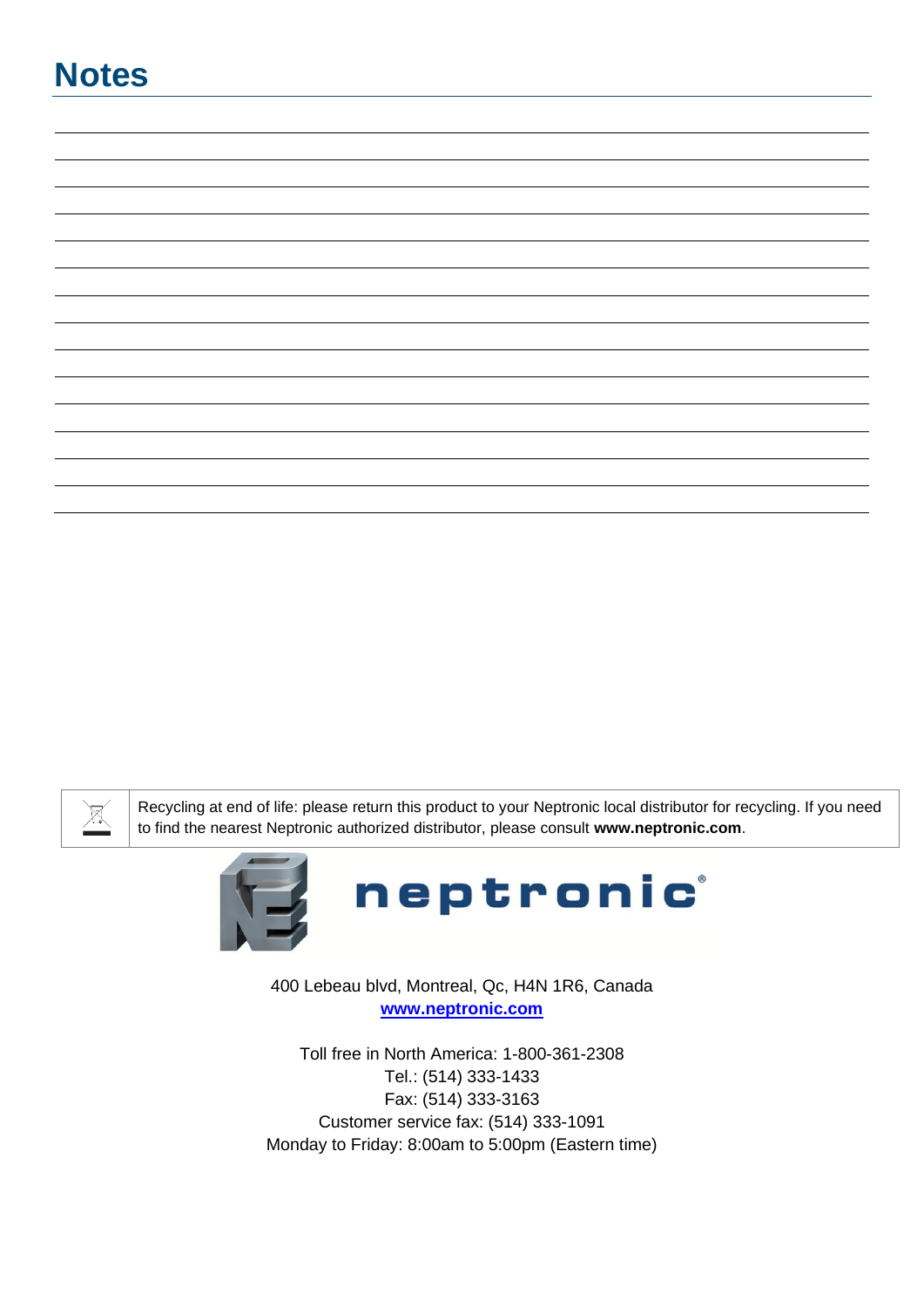# Notes

Recycling at end of life: please return this product to your Neptronic local distributor for recycling. If you need to find the nearest Neptronic authorized distributor, please consult **www.neptronic.com**.

neptronic®

400 Lebeau blvd, Montreal, Qc, H4N 1R6, Canada
www.neptronic.com

Toll free in North America: 1-800-361-2308
Tel.: (514) 333-1433
Fax: (514) 333-3163
Customer service fax: (514) 333-1091
Monday to Friday: 8:00am to 5:00pm (Eastern time)